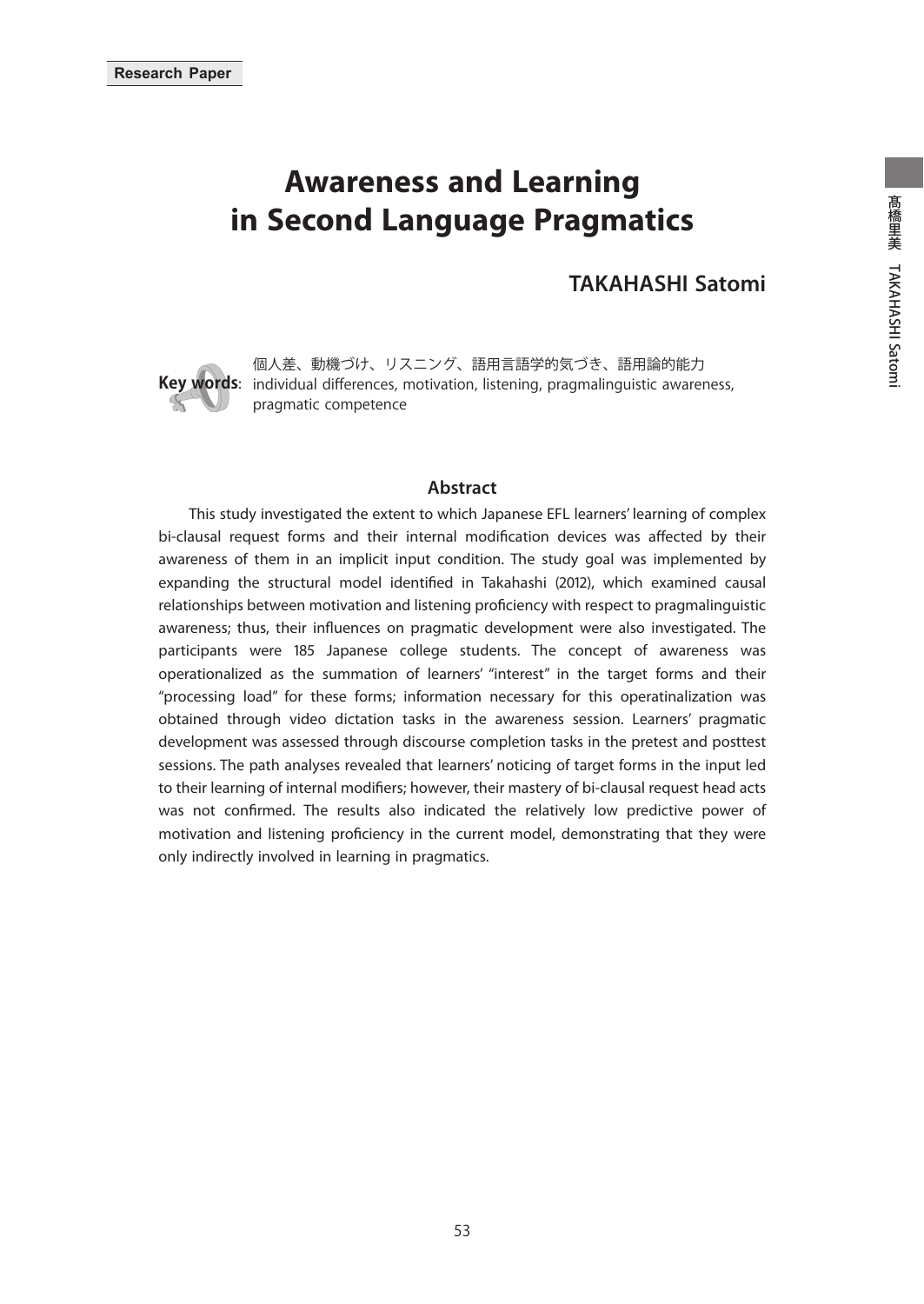Research Paper

# Awareness and Learning in Second Language Pragmatics

## TAKAHASHI Satomi

**Key words**: 個人差、動機づけ、リスニング、語用言語学的気づき、語用論的能力
individual differences, motivation, listening, pragmalinguistic awareness, pragmatic competence

### Abstract

This study investigated the extent to which Japanese EFL learners' learning of complex bi-clausal request forms and their internal modification devices was affected by their awareness of them in an implicit input condition. The study goal was implemented by expanding the structural model identified in Takahashi (2012), which examined causal relationships between motivation and listening proficiency with respect to pragmalinguistic awareness; thus, their influences on pragmatic development were also investigated. The participants were 185 Japanese college students. The concept of awareness was operationalized as the summation of learners' "interest" in the target forms and their "processing load" for these forms; information necessary for this operatinalization was obtained through video dictation tasks in the awareness session. Learners' pragmatic development was assessed through discourse completion tasks in the pretest and posttest sessions. The path analyses revealed that learners' noticing of target forms in the input led to their learning of internal modifiers; however, their mastery of bi-clausal request head acts was not confirmed. The results also indicated the relatively low predictive power of motivation and listening proficiency in the current model, demonstrating that they were only indirectly involved in learning in pragmatics.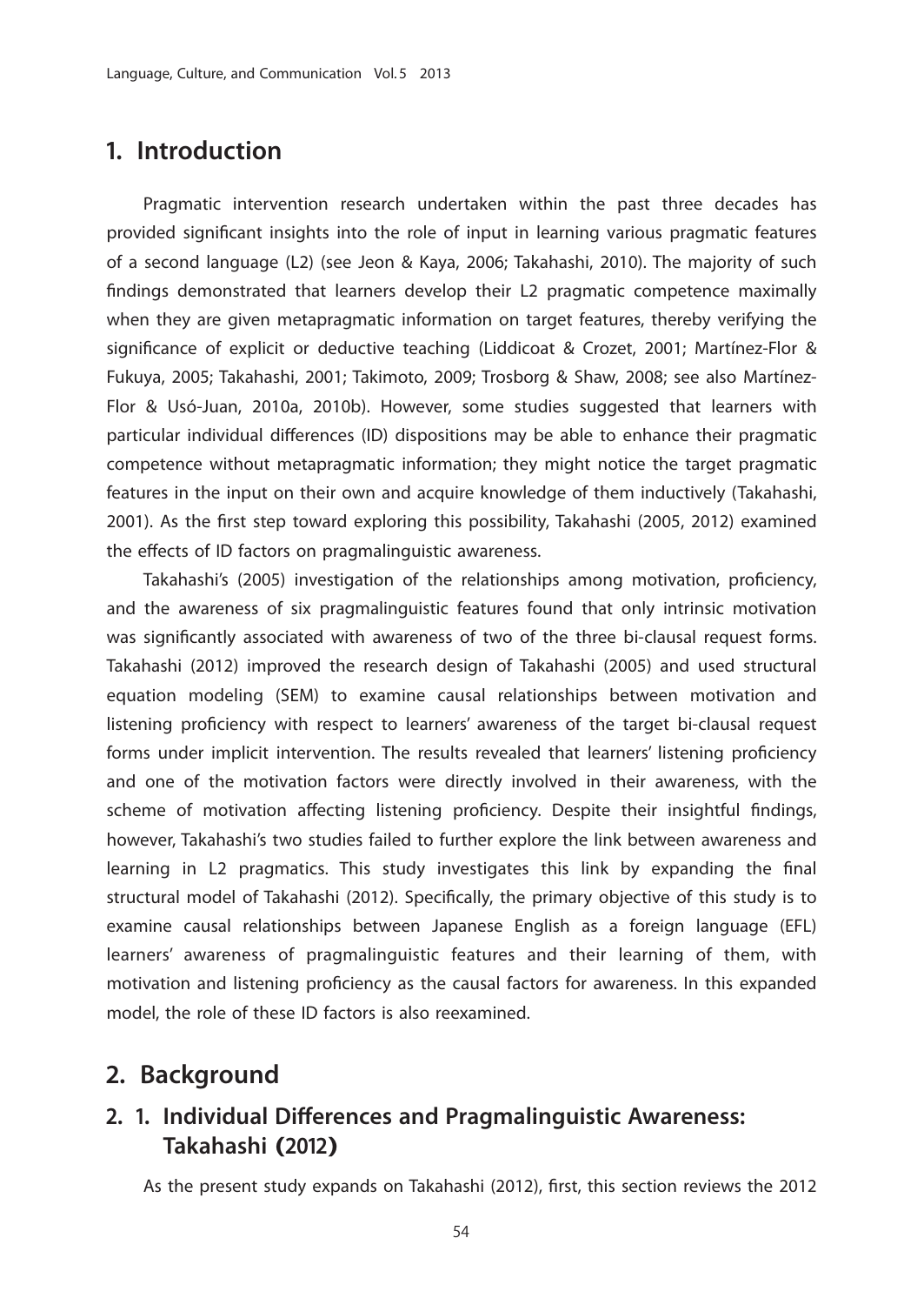## 1. Introduction

Pragmatic intervention research undertaken within the past three decades has provided significant insights into the role of input in learning various pragmatic features of a second language (L2) (see Jeon & Kaya, 2006; Takahashi, 2010). The majority of such findings demonstrated that learners develop their L2 pragmatic competence maximally when they are given metapragmatic information on target features, thereby verifying the significance of explicit or deductive teaching (Liddicoat & Crozet, 2001; Martínez-Flor & Fukuya, 2005; Takahashi, 2001; Takimoto, 2009; Trosborg & Shaw, 2008; see also Martínez-Flor & Usó-Juan, 2010a, 2010b). However, some studies suggested that learners with particular individual differences (ID) dispositions may be able to enhance their pragmatic competence without metapragmatic information; they might notice the target pragmatic features in the input on their own and acquire knowledge of them inductively (Takahashi, 2001). As the first step toward exploring this possibility, Takahashi (2005, 2012) examined the effects of ID factors on pragmalinguistic awareness.

Takahashi's (2005) investigation of the relationships among motivation, proficiency, and the awareness of six pragmalinguistic features found that only intrinsic motivation was significantly associated with awareness of two of the three bi-clausal request forms. Takahashi (2012) improved the research design of Takahashi (2005) and used structural equation modeling (SEM) to examine causal relationships between motivation and listening proficiency with respect to learners' awareness of the target bi-clausal request forms under implicit intervention. The results revealed that learners' listening proficiency and one of the motivation factors were directly involved in their awareness, with the scheme of motivation affecting listening proficiency. Despite their insightful findings, however, Takahashi's two studies failed to further explore the link between awareness and learning in L2 pragmatics. This study investigates this link by expanding the final structural model of Takahashi (2012). Specifically, the primary objective of this study is to examine causal relationships between Japanese English as a foreign language (EFL) learners' awareness of pragmalinguistic features and their learning of them, with motivation and listening proficiency as the causal factors for awareness. In this expanded model, the role of these ID factors is also reexamined.

## 2. Background

### 2. 1. Individual Differences and Pragmalinguistic Awareness: Takahashi (2012)

As the present study expands on Takahashi (2012), first, this section reviews the 2012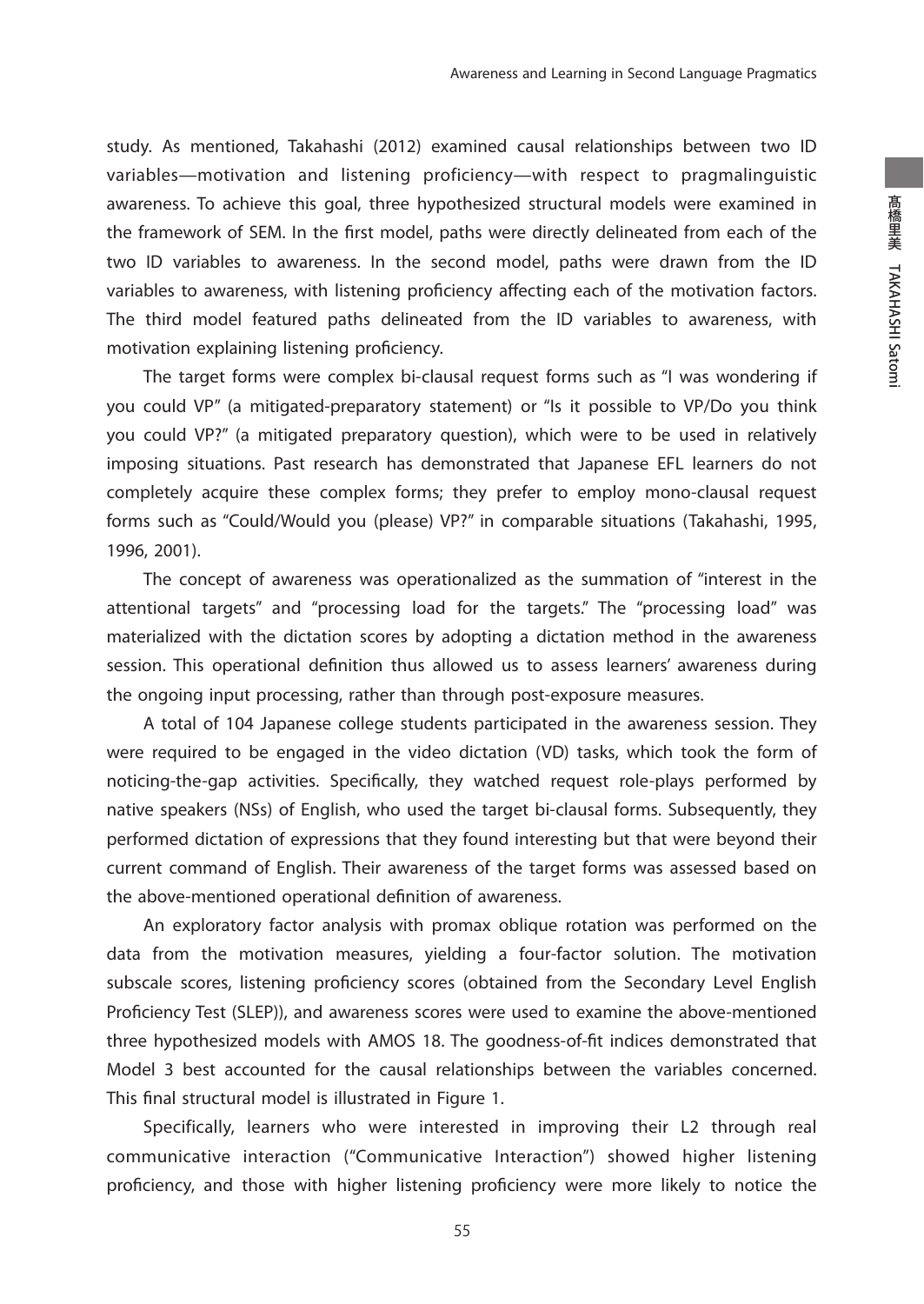study. As mentioned, Takahashi (2012) examined causal relationships between two ID variables—motivation and listening proficiency—with respect to pragmalinguistic awareness. To achieve this goal, three hypothesized structural models were examined in the framework of SEM. In the first model, paths were directly delineated from each of the two ID variables to awareness. In the second model, paths were drawn from the ID variables to awareness, with listening proficiency affecting each of the motivation factors. The third model featured paths delineated from the ID variables to awareness, with motivation explaining listening proficiency.

The target forms were complex bi-clausal request forms such as "I was wondering if you could VP" (a mitigated-preparatory statement) or "Is it possible to VP/Do you think you could VP?" (a mitigated preparatory question), which were to be used in relatively imposing situations. Past research has demonstrated that Japanese EFL learners do not completely acquire these complex forms; they prefer to employ mono-clausal request forms such as "Could/Would you (please) VP?" in comparable situations (Takahashi, 1995, 1996, 2001).

The concept of awareness was operationalized as the summation of "interest in the attentional targets" and "processing load for the targets." The "processing load" was materialized with the dictation scores by adopting a dictation method in the awareness session. This operational definition thus allowed us to assess learners' awareness during the ongoing input processing, rather than through post-exposure measures.

A total of 104 Japanese college students participated in the awareness session. They were required to be engaged in the video dictation (VD) tasks, which took the form of noticing-the-gap activities. Specifically, they watched request role-plays performed by native speakers (NSs) of English, who used the target bi-clausal forms. Subsequently, they performed dictation of expressions that they found interesting but that were beyond their current command of English. Their awareness of the target forms was assessed based on the above-mentioned operational definition of awareness.

An exploratory factor analysis with promax oblique rotation was performed on the data from the motivation measures, yielding a four-factor solution. The motivation subscale scores, listening proficiency scores (obtained from the Secondary Level English Proficiency Test (SLEP)), and awareness scores were used to examine the above-mentioned three hypothesized models with AMOS 18. The goodness-of-fit indices demonstrated that Model 3 best accounted for the causal relationships between the variables concerned. This final structural model is illustrated in Figure 1.

Specifically, learners who were interested in improving their L2 through real communicative interaction ("Communicative Interaction") showed higher listening proficiency, and those with higher listening proficiency were more likely to notice the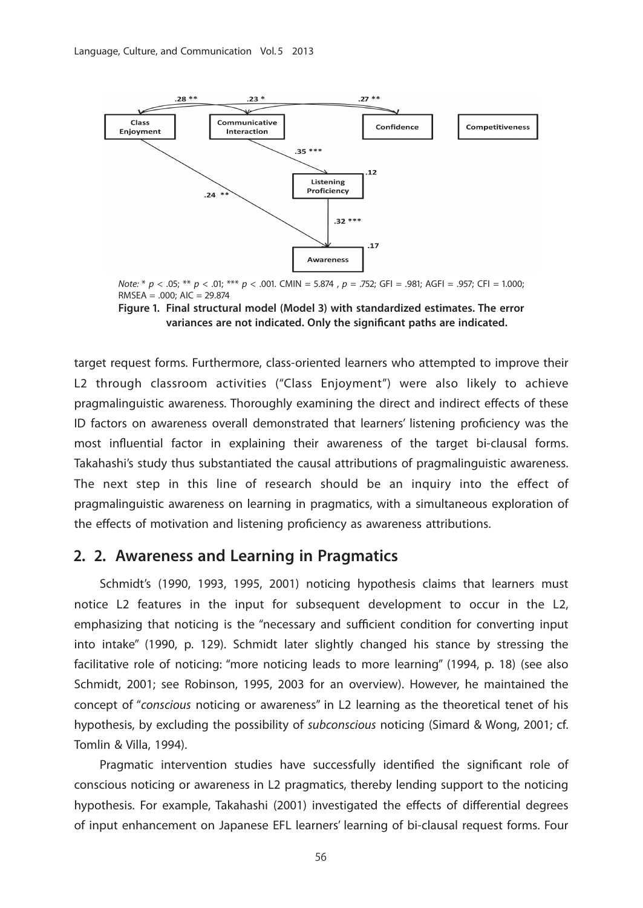*Note:* * $p < .05$; ** $p < .01$; *** $p < .001$. CMIN = 5.874 , $p = .752$; GFI = .981; AGFI = .957; CFI = 1.000; RMSEA = .000; AIC = 29.874

**Figure 1. Final structural model (Model 3) with standardized estimates. The error variances are not indicated. Only the significant paths are indicated.**

target request forms. Furthermore, class-oriented learners who attempted to improve their L2 through classroom activities ("Class Enjoyment") were also likely to achieve pragmalinguistic awareness. Thoroughly examining the direct and indirect effects of these ID factors on awareness overall demonstrated that learners' listening proficiency was the most influential factor in explaining their awareness of the target bi-clausal forms. Takahashi's study thus substantiated the causal attributions of pragmalinguistic awareness. The next step in this line of research should be an inquiry into the effect of pragmalinguistic awareness on learning in pragmatics, with a simultaneous exploration of the effects of motivation and listening proficiency as awareness attributions.

## 2. 2. Awareness and Learning in Pragmatics

Schmidt's (1990, 1993, 1995, 2001) noticing hypothesis claims that learners must notice L2 features in the input for subsequent development to occur in the L2, emphasizing that noticing is the "necessary and sufficient condition for converting input into intake" (1990, p. 129). Schmidt later slightly changed his stance by stressing the facilitative role of noticing: "more noticing leads to more learning" (1994, p. 18) (see also Schmidt, 2001; see Robinson, 1995, 2003 for an overview). However, he maintained the concept of "*conscious* noticing or awareness" in L2 learning as the theoretical tenet of his hypothesis, by excluding the possibility of *subconscious* noticing (Simard & Wong, 2001; cf. Tomlin & Villa, 1994).

Pragmatic intervention studies have successfully identified the significant role of conscious noticing or awareness in L2 pragmatics, thereby lending support to the noticing hypothesis. For example, Takahashi (2001) investigated the effects of differential degrees of input enhancement on Japanese EFL learners' learning of bi-clausal request forms. Four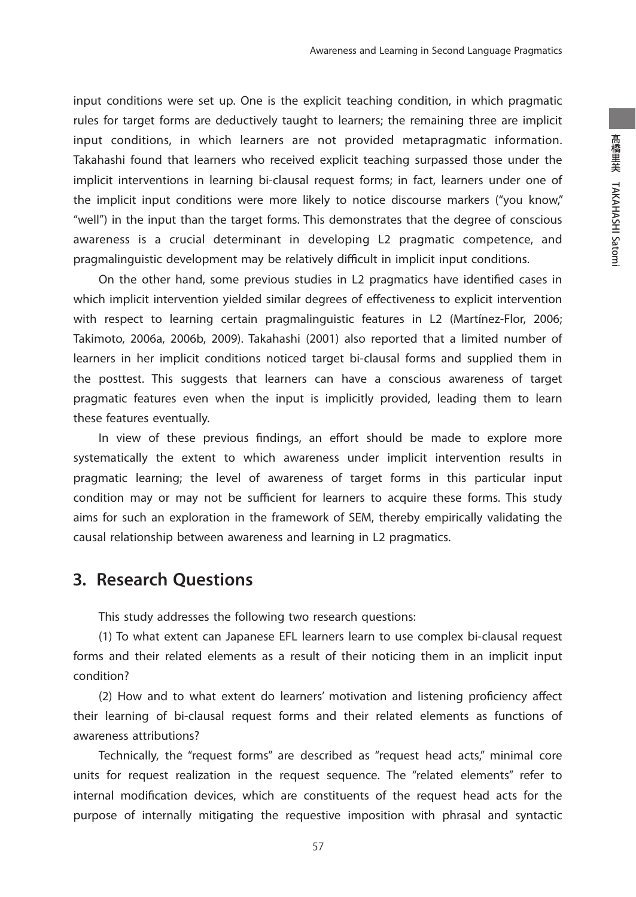input conditions were set up. One is the explicit teaching condition, in which pragmatic rules for target forms are deductively taught to learners; the remaining three are implicit input conditions, in which learners are not provided metapragmatic information. Takahashi found that learners who received explicit teaching surpassed those under the implicit interventions in learning bi-clausal request forms; in fact, learners under one of the implicit input conditions were more likely to notice discourse markers ("you know," "well") in the input than the target forms. This demonstrates that the degree of conscious awareness is a crucial determinant in developing L2 pragmatic competence, and pragmalinguistic development may be relatively difficult in implicit input conditions.

On the other hand, some previous studies in L2 pragmatics have identified cases in which implicit intervention yielded similar degrees of effectiveness to explicit intervention with respect to learning certain pragmalinguistic features in L2 (Martínez-Flor, 2006; Takimoto, 2006a, 2006b, 2009). Takahashi (2001) also reported that a limited number of learners in her implicit conditions noticed target bi-clausal forms and supplied them in the posttest. This suggests that learners can have a conscious awareness of target pragmatic features even when the input is implicitly provided, leading them to learn these features eventually.

In view of these previous findings, an effort should be made to explore more systematically the extent to which awareness under implicit intervention results in pragmatic learning; the level of awareness of target forms in this particular input condition may or may not be sufficient for learners to acquire these forms. This study aims for such an exploration in the framework of SEM, thereby empirically validating the causal relationship between awareness and learning in L2 pragmatics.

## 3. Research Questions

This study addresses the following two research questions:

(1) To what extent can Japanese EFL learners learn to use complex bi-clausal request forms and their related elements as a result of their noticing them in an implicit input condition?

(2) How and to what extent do learners' motivation and listening proficiency affect their learning of bi-clausal request forms and their related elements as functions of awareness attributions?

Technically, the "request forms" are described as "request head acts," minimal core units for request realization in the request sequence. The "related elements" refer to internal modification devices, which are constituents of the request head acts for the purpose of internally mitigating the requestive imposition with phrasal and syntactic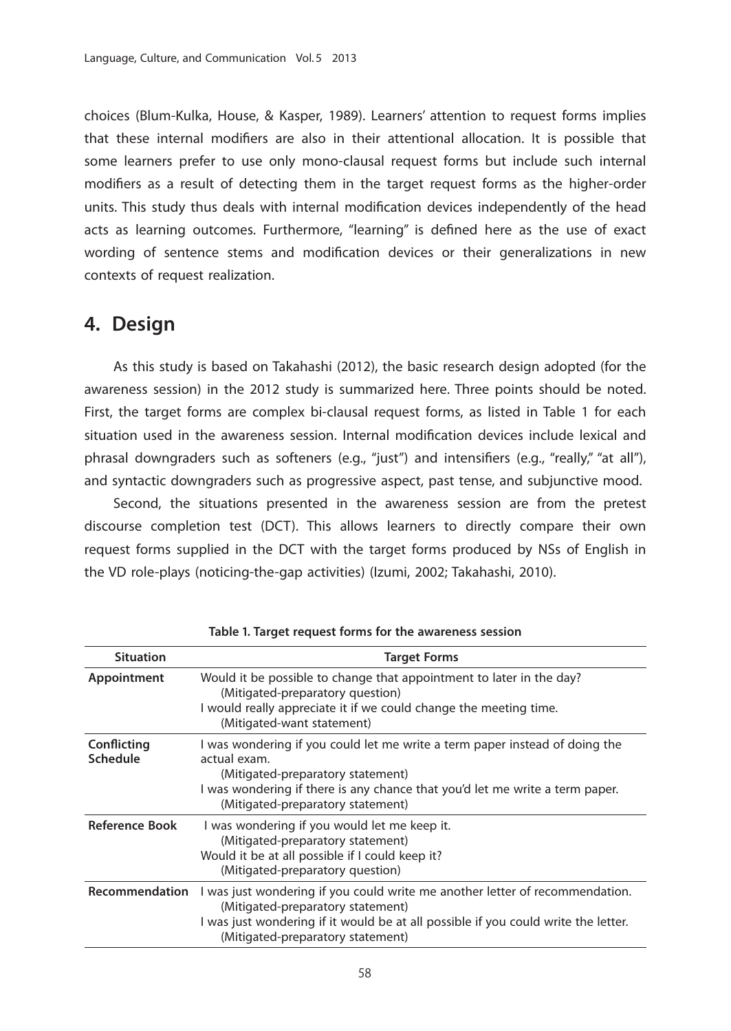choices (Blum-Kulka, House, & Kasper, 1989). Learners' attention to request forms implies that these internal modifiers are also in their attentional allocation. It is possible that some learners prefer to use only mono-clausal request forms but include such internal modifiers as a result of detecting them in the target request forms as the higher-order units. This study thus deals with internal modification devices independently of the head acts as learning outcomes. Furthermore, "learning" is defined here as the use of exact wording of sentence stems and modification devices or their generalizations in new contexts of request realization.

## 4. Design

As this study is based on Takahashi (2012), the basic research design adopted (for the awareness session) in the 2012 study is summarized here. Three points should be noted. First, the target forms are complex bi-clausal request forms, as listed in Table 1 for each situation used in the awareness session. Internal modification devices include lexical and phrasal downgraders such as softeners (e.g., "just") and intensifiers (e.g., "really," "at all"), and syntactic downgraders such as progressive aspect, past tense, and subjunctive mood.

Second, the situations presented in the awareness session are from the pretest discourse completion test (DCT). This allows learners to directly compare their own request forms supplied in the DCT with the target forms produced by NSs of English in the VD role-plays (noticing-the-gap activities) (Izumi, 2002; Takahashi, 2010).

**Table 1. Target request forms for the awareness session**

| Situation | Target Forms |
|---|---|
| **Appointment** | Would it be possible to change that appointment to later in the day? (Mitigated-preparatory question)<br>I would really appreciate it if we could change the meeting time. (Mitigated-want statement) |
| **Conflicting Schedule** | I was wondering if you could let me write a term paper instead of doing the actual exam. (Mitigated-preparatory statement)<br>I was wondering if there is any chance that you'd let me write a term paper. (Mitigated-preparatory statement) |
| **Reference Book** | I was wondering if you would let me keep it. (Mitigated-preparatory statement)<br>Would it be at all possible if I could keep it? (Mitigated-preparatory question) |
| **Recommendation** | I was just wondering if you could write me another letter of recommendation. (Mitigated-preparatory statement)<br>I was just wondering if it would be at all possible if you could write the letter. (Mitigated-preparatory statement) |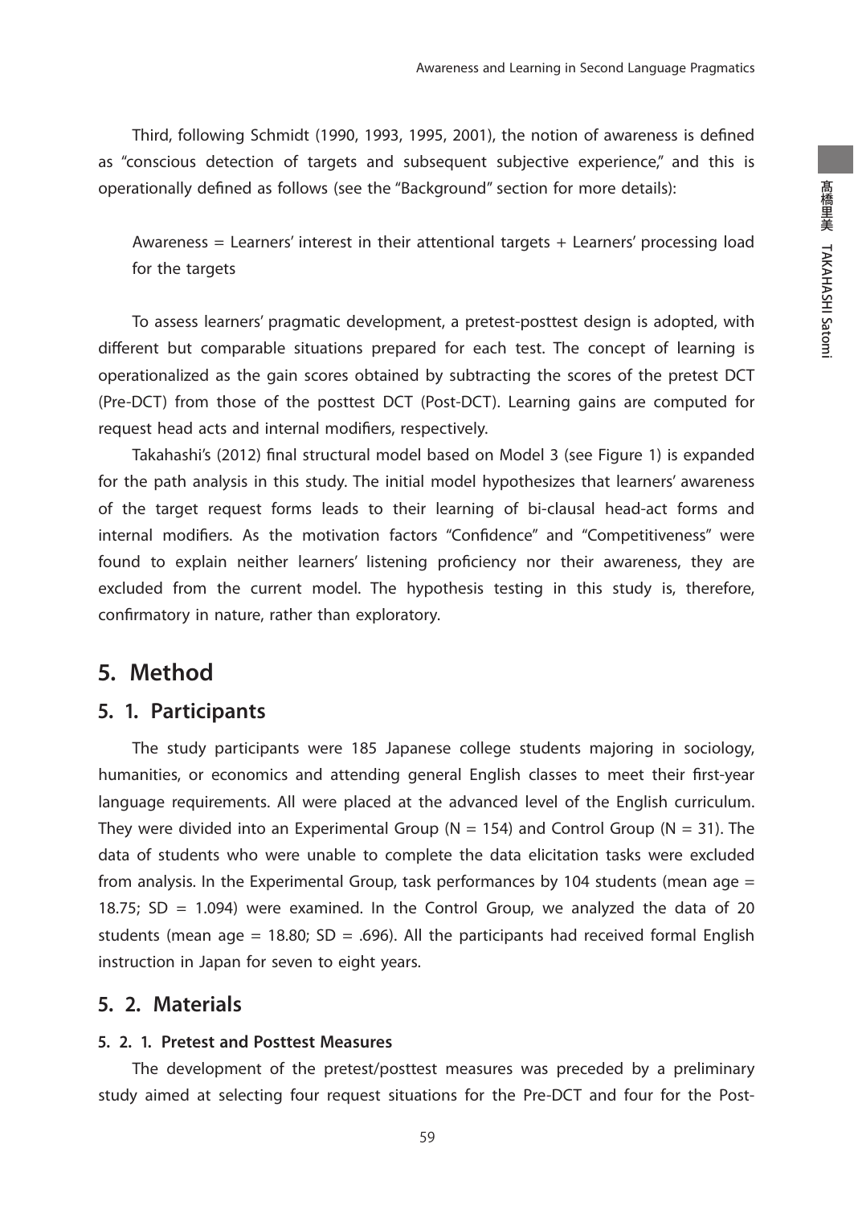Third, following Schmidt (1990, 1993, 1995, 2001), the notion of awareness is defined as "conscious detection of targets and subsequent subjective experience," and this is operationally defined as follows (see the "Background" section for more details):

> Awareness = Learners' interest in their attentional targets + Learners' processing load for the targets

To assess learners' pragmatic development, a pretest-posttest design is adopted, with different but comparable situations prepared for each test. The concept of learning is operationalized as the gain scores obtained by subtracting the scores of the pretest DCT (Pre-DCT) from those of the posttest DCT (Post-DCT). Learning gains are computed for request head acts and internal modifiers, respectively.

Takahashi's (2012) final structural model based on Model 3 (see Figure 1) is expanded for the path analysis in this study. The initial model hypothesizes that learners' awareness of the target request forms leads to their learning of bi-clausal head-act forms and internal modifiers. As the motivation factors "Confidence" and "Competitiveness" were found to explain neither learners' listening proficiency nor their awareness, they are excluded from the current model. The hypothesis testing in this study is, therefore, confirmatory in nature, rather than exploratory.

## 5. Method

### 5. 1. Participants

The study participants were 185 Japanese college students majoring in sociology, humanities, or economics and attending general English classes to meet their first-year language requirements. All were placed at the advanced level of the English curriculum. They were divided into an Experimental Group (N = 154) and Control Group (N = 31). The data of students who were unable to complete the data elicitation tasks were excluded from analysis. In the Experimental Group, task performances by 104 students (mean age = 18.75; SD = 1.094) were examined. In the Control Group, we analyzed the data of 20 students (mean age = 18.80; SD = .696). All the participants had received formal English instruction in Japan for seven to eight years.

### 5. 2. Materials

#### 5. 2. 1. Pretest and Posttest Measures

The development of the pretest/posttest measures was preceded by a preliminary study aimed at selecting four request situations for the Pre-DCT and four for the Post-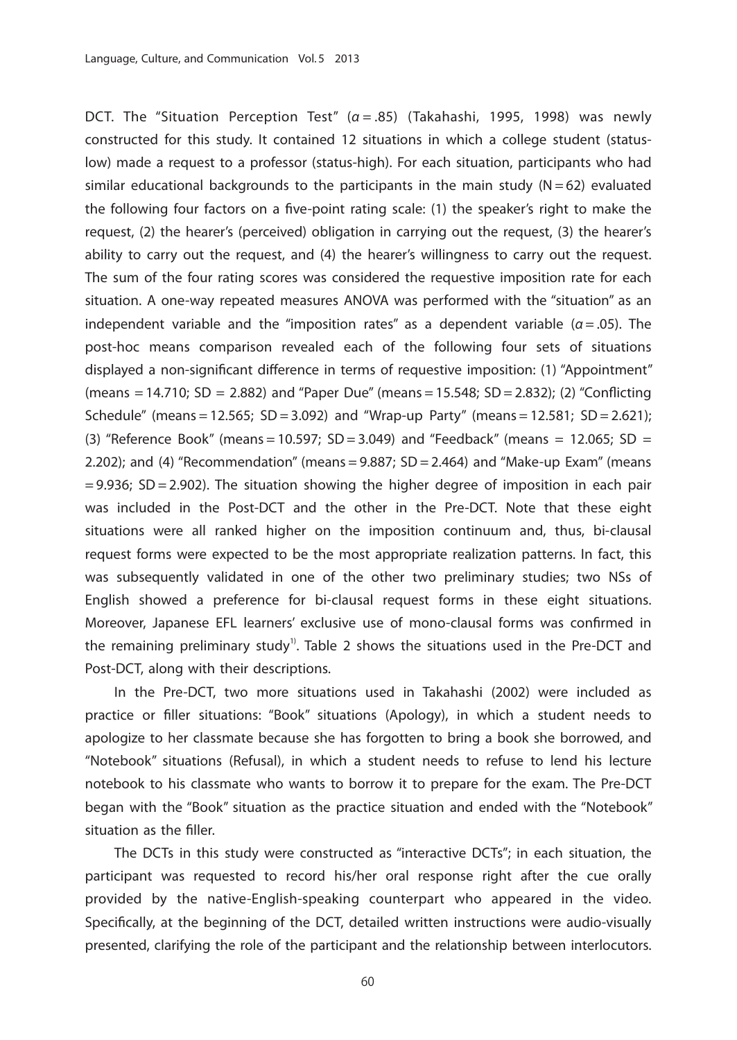DCT. The "Situation Perception Test" ($\alpha = .85$) (Takahashi, 1995, 1998) was newly constructed for this study. It contained 12 situations in which a college student (status-low) made a request to a professor (status-high). For each situation, participants who had similar educational backgrounds to the participants in the main study ($N = 62$) evaluated the following four factors on a five-point rating scale: (1) the speaker's right to make the request, (2) the hearer's (perceived) obligation in carrying out the request, (3) the hearer's ability to carry out the request, and (4) the hearer's willingness to carry out the request. The sum of the four rating scores was considered the requestive imposition rate for each situation. A one-way repeated measures ANOVA was performed with the "situation" as an independent variable and the "imposition rates" as a dependent variable ($\alpha = .05$). The post-hoc means comparison revealed each of the following four sets of situations displayed a non-significant difference in terms of requestive imposition: (1) "Appointment" (means = 14.710; SD = 2.882) and "Paper Due" (means = 15.548; SD = 2.832); (2) "Conflicting Schedule" (means = 12.565; SD = 3.092) and "Wrap-up Party" (means = 12.581; SD = 2.621); (3) "Reference Book" (means = 10.597; SD = 3.049) and "Feedback" (means = 12.065; SD = 2.202); and (4) "Recommendation" (means = 9.887; SD = 2.464) and "Make-up Exam" (means = 9.936; SD = 2.902). The situation showing the higher degree of imposition in each pair was included in the Post-DCT and the other in the Pre-DCT. Note that these eight situations were all ranked higher on the imposition continuum and, thus, bi-clausal request forms were expected to be the most appropriate realization patterns. In fact, this was subsequently validated in one of the other two preliminary studies; two NSs of English showed a preference for bi-clausal request forms in these eight situations. Moreover, Japanese EFL learners' exclusive use of mono-clausal forms was confirmed in the remaining preliminary study[1]. Table 2 shows the situations used in the Pre-DCT and Post-DCT, along with their descriptions.

In the Pre-DCT, two more situations used in Takahashi (2002) were included as practice or filler situations: "Book" situations (Apology), in which a student needs to apologize to her classmate because she has forgotten to bring a book she borrowed, and "Notebook" situations (Refusal), in which a student needs to refuse to lend his lecture notebook to his classmate who wants to borrow it to prepare for the exam. The Pre-DCT began with the "Book" situation as the practice situation and ended with the "Notebook" situation as the filler.

The DCTs in this study were constructed as "interactive DCTs"; in each situation, the participant was requested to record his/her oral response right after the cue orally provided by the native-English-speaking counterpart who appeared in the video. Specifically, at the beginning of the DCT, detailed written instructions were audio-visually presented, clarifying the role of the participant and the relationship between interlocutors.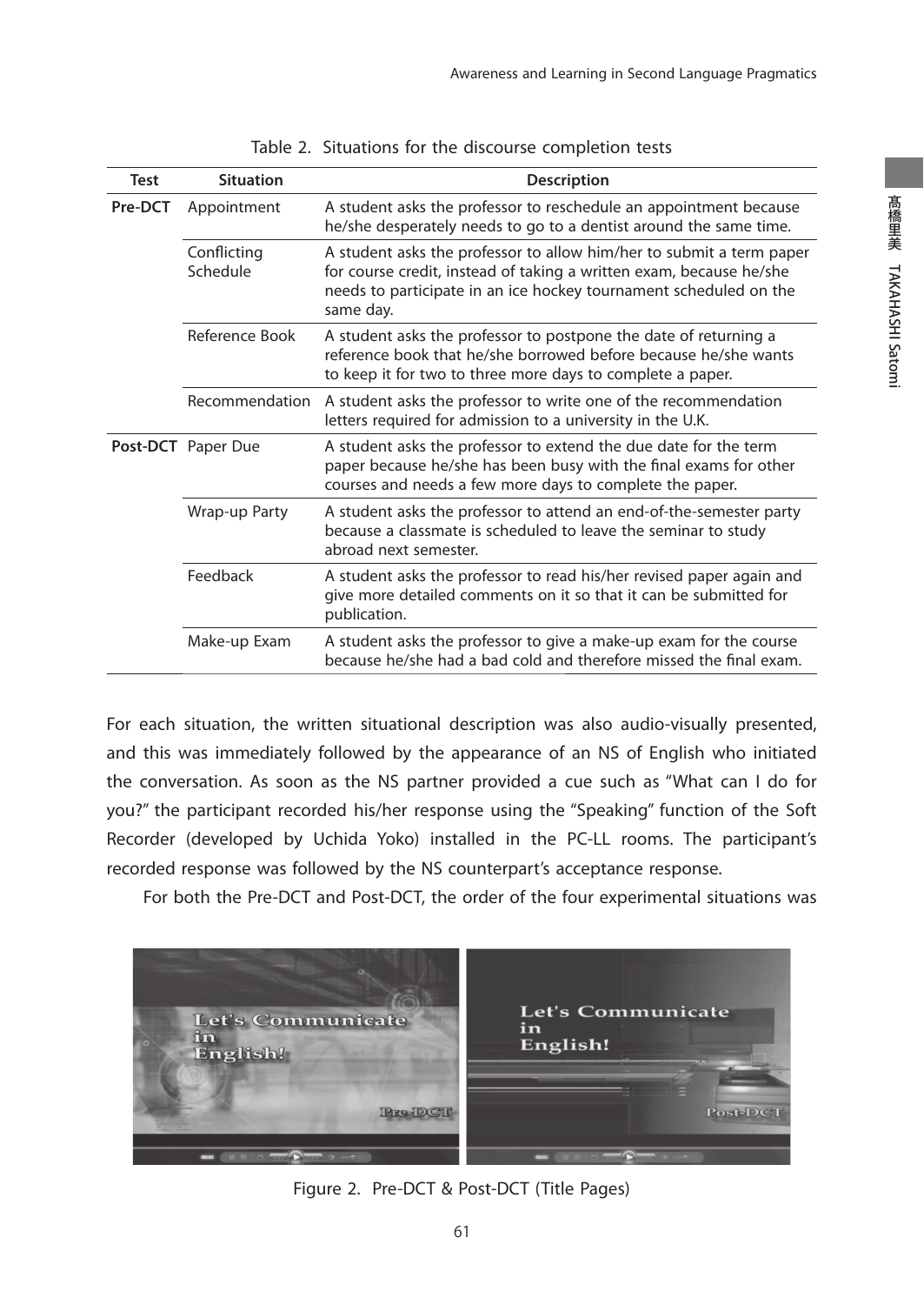Table 2. Situations for the discourse completion tests

| Test | Situation | Description |
|---|---|---|
| **Pre-DCT** | Appointment | A student asks the professor to reschedule an appointment because he/she desperately needs to go to a dentist around the same time. |
| | Conflicting Schedule | A student asks the professor to allow him/her to submit a term paper for course credit, instead of taking a written exam, because he/she needs to participate in an ice hockey tournament scheduled on the same day. |
| | Reference Book | A student asks the professor to postpone the date of returning a reference book that he/she borrowed before because he/she wants to keep it for two to three more days to complete a paper. |
| | Recommendation | A student asks the professor to write one of the recommendation letters required for admission to a university in the U.K. |
| **Post-DCT** | Paper Due | A student asks the professor to extend the due date for the term paper because he/she has been busy with the final exams for other courses and needs a few more days to complete the paper. |
| | Wrap-up Party | A student asks the professor to attend an end-of-the-semester party because a classmate is scheduled to leave the seminar to study abroad next semester. |
| | Feedback | A student asks the professor to read his/her revised paper again and give more detailed comments on it so that it can be submitted for publication. |
| | Make-up Exam | A student asks the professor to give a make-up exam for the course because he/she had a bad cold and therefore missed the final exam. |

For each situation, the written situational description was also audio-visually presented, and this was immediately followed by the appearance of an NS of English who initiated the conversation. As soon as the NS partner provided a cue such as "What can I do for you?" the participant recorded his/her response using the "Speaking" function of the Soft Recorder (developed by Uchida Yoko) installed in the PC-LL rooms. The participant's recorded response was followed by the NS counterpart's acceptance response.

For both the Pre-DCT and Post-DCT, the order of the four experimental situations was

Figure 2. Pre-DCT & Post-DCT (Title Pages)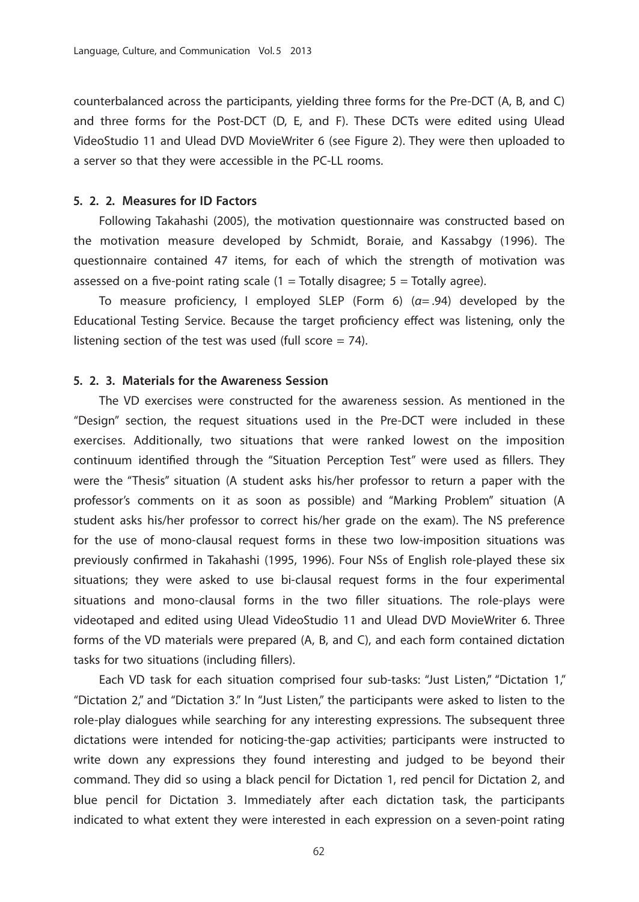counterbalanced across the participants, yielding three forms for the Pre-DCT (A, B, and C) and three forms for the Post-DCT (D, E, and F). These DCTs were edited using Ulead VideoStudio 11 and Ulead DVD MovieWriter 6 (see Figure 2). They were then uploaded to a server so that they were accessible in the PC-LL rooms.

### 5. 2. 2. Measures for ID Factors

Following Takahashi (2005), the motivation questionnaire was constructed based on the motivation measure developed by Schmidt, Boraie, and Kassabgy (1996). The questionnaire contained 47 items, for each of which the strength of motivation was assessed on a five-point rating scale (1 = Totally disagree; 5 = Totally agree).

To measure proficiency, I employed SLEP (Form 6) ($\alpha = .94$) developed by the Educational Testing Service. Because the target proficiency effect was listening, only the listening section of the test was used (full score = 74).

### 5. 2. 3. Materials for the Awareness Session

The VD exercises were constructed for the awareness session. As mentioned in the "Design" section, the request situations used in the Pre-DCT were included in these exercises. Additionally, two situations that were ranked lowest on the imposition continuum identified through the "Situation Perception Test" were used as fillers. They were the "Thesis" situation (A student asks his/her professor to return a paper with the professor's comments on it as soon as possible) and "Marking Problem" situation (A student asks his/her professor to correct his/her grade on the exam). The NS preference for the use of mono-clausal request forms in these two low-imposition situations was previously confirmed in Takahashi (1995, 1996). Four NSs of English role-played these six situations; they were asked to use bi-clausal request forms in the four experimental situations and mono-clausal forms in the two filler situations. The role-plays were videotaped and edited using Ulead VideoStudio 11 and Ulead DVD MovieWriter 6. Three forms of the VD materials were prepared (A, B, and C), and each form contained dictation tasks for two situations (including fillers).

Each VD task for each situation comprised four sub-tasks: "Just Listen," "Dictation 1," "Dictation 2," and "Dictation 3." In "Just Listen," the participants were asked to listen to the role-play dialogues while searching for any interesting expressions. The subsequent three dictations were intended for noticing-the-gap activities; participants were instructed to write down any expressions they found interesting and judged to be beyond their command. They did so using a black pencil for Dictation 1, red pencil for Dictation 2, and blue pencil for Dictation 3. Immediately after each dictation task, the participants indicated to what extent they were interested in each expression on a seven-point rating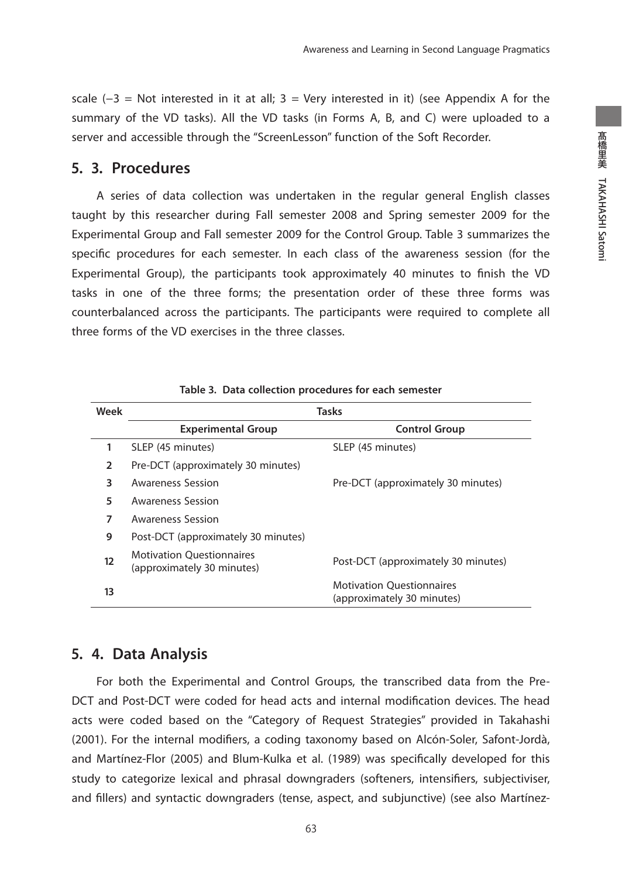scale (−3 = Not interested in it at all; 3 = Very interested in it) (see Appendix A for the summary of the VD tasks). All the VD tasks (in Forms A, B, and C) were uploaded to a server and accessible through the "ScreenLesson" function of the Soft Recorder.

## 5. 3. Procedures

A series of data collection was undertaken in the regular general English classes taught by this researcher during Fall semester 2008 and Spring semester 2009 for the Experimental Group and Fall semester 2009 for the Control Group. Table 3 summarizes the specific procedures for each semester. In each class of the awareness session (for the Experimental Group), the participants took approximately 40 minutes to finish the VD tasks in one of the three forms; the presentation order of these three forms was counterbalanced across the participants. The participants were required to complete all three forms of the VD exercises in the three classes.

**Table 3. Data collection procedures for each semester**

| Week | Tasks | |
|---|---|---|
| | **Experimental Group** | **Control Group** |
| 1 | SLEP (45 minutes) | SLEP (45 minutes) |
| 2 | Pre-DCT (approximately 30 minutes) | |
| 3 | Awareness Session | Pre-DCT (approximately 30 minutes) |
| 5 | Awareness Session | |
| 7 | Awareness Session | |
| 9 | Post-DCT (approximately 30 minutes) | |
| 12 | Motivation Questionnaires (approximately 30 minutes) | Post-DCT (approximately 30 minutes) |
| 13 | | Motivation Questionnaires (approximately 30 minutes) |

## 5. 4. Data Analysis

For both the Experimental and Control Groups, the transcribed data from the Pre-DCT and Post-DCT were coded for head acts and internal modification devices. The head acts were coded based on the "Category of Request Strategies" provided in Takahashi (2001). For the internal modifiers, a coding taxonomy based on Alcón-Soler, Safont-Jordà, and Martínez-Flor (2005) and Blum-Kulka et al. (1989) was specifically developed for this study to categorize lexical and phrasal downgraders (softeners, intensifiers, subjectiviser, and fillers) and syntactic downgraders (tense, aspect, and subjunctive) (see also Martínez-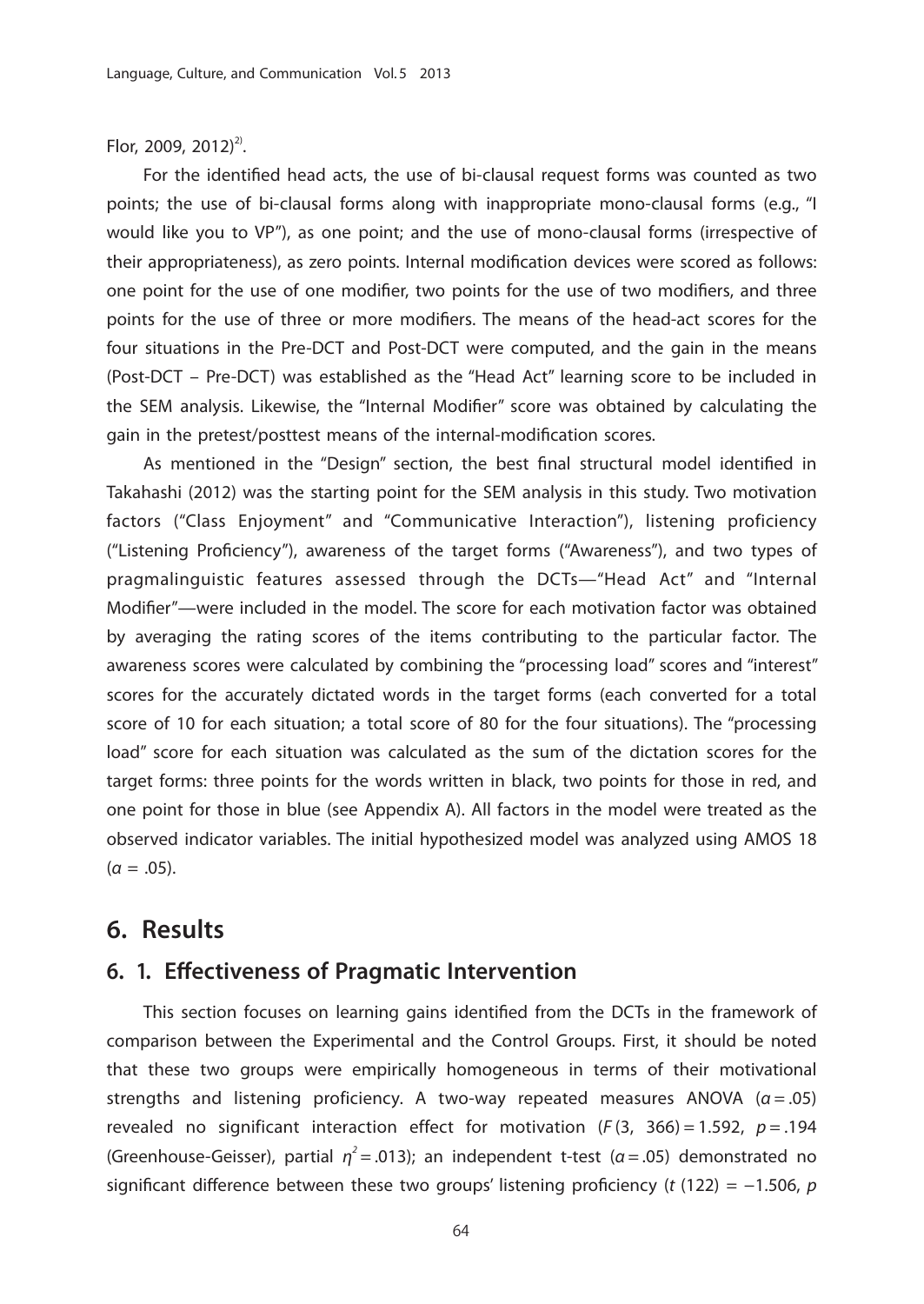Flor, 2009, 2012)[2].

For the identified head acts, the use of bi-clausal request forms was counted as two points; the use of bi-clausal forms along with inappropriate mono-clausal forms (e.g., "I would like you to VP"), as one point; and the use of mono-clausal forms (irrespective of their appropriateness), as zero points. Internal modification devices were scored as follows: one point for the use of one modifier, two points for the use of two modifiers, and three points for the use of three or more modifiers. The means of the head-act scores for the four situations in the Pre-DCT and Post-DCT were computed, and the gain in the means (Post-DCT – Pre-DCT) was established as the "Head Act" learning score to be included in the SEM analysis. Likewise, the "Internal Modifier" score was obtained by calculating the gain in the pretest/posttest means of the internal-modification scores.

As mentioned in the "Design" section, the best final structural model identified in Takahashi (2012) was the starting point for the SEM analysis in this study. Two motivation factors ("Class Enjoyment" and "Communicative Interaction"), listening proficiency ("Listening Proficiency"), awareness of the target forms ("Awareness"), and two types of pragmalinguistic features assessed through the DCTs—"Head Act" and "Internal Modifier"—were included in the model. The score for each motivation factor was obtained by averaging the rating scores of the items contributing to the particular factor. The awareness scores were calculated by combining the "processing load" scores and "interest" scores for the accurately dictated words in the target forms (each converted for a total score of 10 for each situation; a total score of 80 for the four situations). The "processing load" score for each situation was calculated as the sum of the dictation scores for the target forms: three points for the words written in black, two points for those in red, and one point for those in blue (see Appendix A). All factors in the model were treated as the observed indicator variables. The initial hypothesized model was analyzed using AMOS 18 ($\alpha$ = .05).

## 6. Results

### 6. 1. Effectiveness of Pragmatic Intervention

This section focuses on learning gains identified from the DCTs in the framework of comparison between the Experimental and the Control Groups. First, it should be noted that these two groups were empirically homogeneous in terms of their motivational strengths and listening proficiency. A two-way repeated measures ANOVA ($\alpha = .05$) revealed no significant interaction effect for motivation ($F(3, 366) = 1.592$, $p = .194$ (Greenhouse-Geisser), partial $\eta^2 = .013$); an independent t-test ($\alpha = .05$) demonstrated no significant difference between these two groups' listening proficiency ($t$ (122) = −1.506, $p$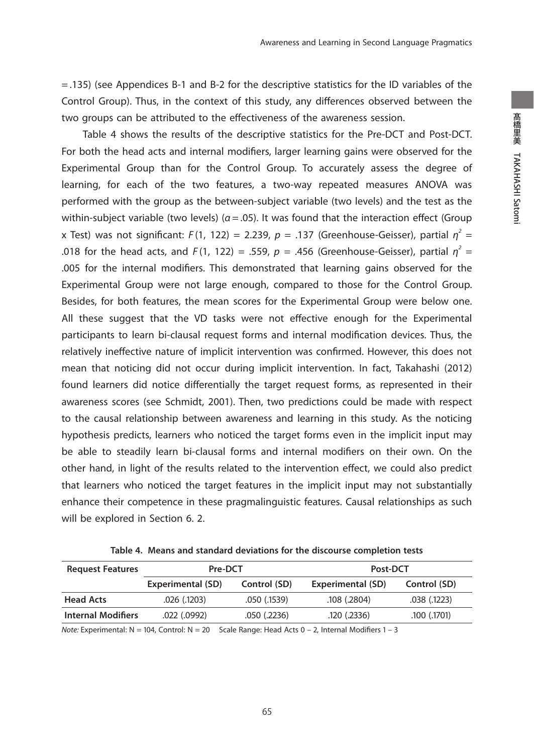= .135) (see Appendices B-1 and B-2 for the descriptive statistics for the ID variables of the Control Group). Thus, in the context of this study, any differences observed between the two groups can be attributed to the effectiveness of the awareness session.

Table 4 shows the results of the descriptive statistics for the Pre-DCT and Post-DCT. For both the head acts and internal modifiers, larger learning gains were observed for the Experimental Group than for the Control Group. To accurately assess the degree of learning, for each of the two features, a two-way repeated measures ANOVA was performed with the group as the between-subject variable (two levels) and the test as the within-subject variable (two levels) ($\alpha = .05$). It was found that the interaction effect (Group x Test) was not significant: $F(1, 122) = 2.239$, $p = .137$ (Greenhouse-Geisser), partial $\eta^2 = .018$ for the head acts, and $F(1, 122) = .559$, $p = .456$ (Greenhouse-Geisser), partial $\eta^2 = .005$ for the internal modifiers. This demonstrated that learning gains observed for the Experimental Group were not large enough, compared to those for the Control Group. Besides, for both features, the mean scores for the Experimental Group were below one. All these suggest that the VD tasks were not effective enough for the Experimental participants to learn bi-clausal request forms and internal modification devices. Thus, the relatively ineffective nature of implicit intervention was confirmed. However, this does not mean that noticing did not occur during implicit intervention. In fact, Takahashi (2012) found learners did notice differentially the target request forms, as represented in their awareness scores (see Schmidt, 2001). Then, two predictions could be made with respect to the causal relationship between awareness and learning in this study. As the noticing hypothesis predicts, learners who noticed the target forms even in the implicit input may be able to steadily learn bi-clausal forms and internal modifiers on their own. On the other hand, in light of the results related to the intervention effect, we could also predict that learners who noticed the target features in the implicit input may not substantially enhance their competence in these pragmalinguistic features. Causal relationships as such will be explored in Section 6. 2.

**Table 4. Means and standard deviations for the discourse completion tests**

| Request Features | Pre-DCT | | Post-DCT | |
|---|---|---|---|---|
| | Experimental (SD) | Control (SD) | Experimental (SD) | Control (SD) |
| **Head Acts** | .026 (.1203) | .050 (.1539) | .108 (.2804) | .038 (.1223) |
| **Internal Modifiers** | .022 (.0992) | .050 (.2236) | .120 (.2336) | .100 (.1701) |

*Note:* Experimental: N = 104, Control: N = 20    Scale Range: Head Acts 0 – 2, Internal Modifiers 1 – 3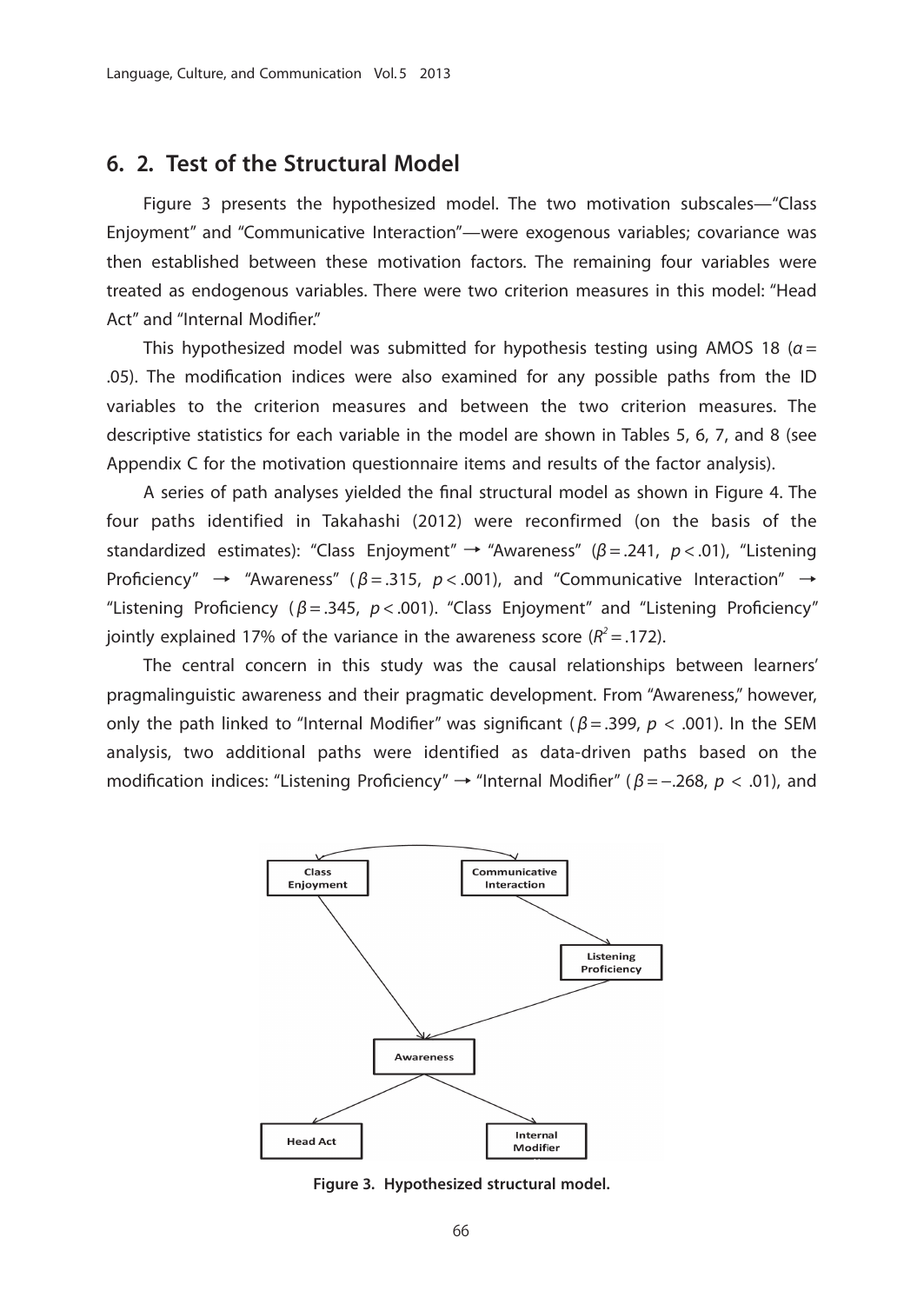## 6. 2. Test of the Structural Model

Figure 3 presents the hypothesized model. The two motivation subscales—"Class Enjoyment" and "Communicative Interaction"—were exogenous variables; covariance was then established between these motivation factors. The remaining four variables were treated as endogenous variables. There were two criterion measures in this model: "Head Act" and "Internal Modifier."

This hypothesized model was submitted for hypothesis testing using AMOS 18 ($\alpha$ = .05). The modification indices were also examined for any possible paths from the ID variables to the criterion measures and between the two criterion measures. The descriptive statistics for each variable in the model are shown in Tables 5, 6, 7, and 8 (see Appendix C for the motivation questionnaire items and results of the factor analysis).

A series of path analyses yielded the final structural model as shown in Figure 4. The four paths identified in Takahashi (2012) were reconfirmed (on the basis of the standardized estimates): "Class Enjoyment" → "Awareness" ($\beta = .241$, $p < .01$), "Listening Proficiency" → "Awareness" ($\beta = .315$, $p < .001$), and "Communicative Interaction" → "Listening Proficiency ($\beta = .345$, $p < .001$). "Class Enjoyment" and "Listening Proficiency" jointly explained 17% of the variance in the awareness score ($R^2 = .172$).

The central concern in this study was the causal relationships between learners' pragmalinguistic awareness and their pragmatic development. From "Awareness," however, only the path linked to "Internal Modifier" was significant ($\beta = .399$, $p < .001$). In the SEM analysis, two additional paths were identified as data-driven paths based on the modification indices: "Listening Proficiency" → "Internal Modifier" ($\beta = -.268$, $p < .01$), and

**Figure 3. Hypothesized structural model.**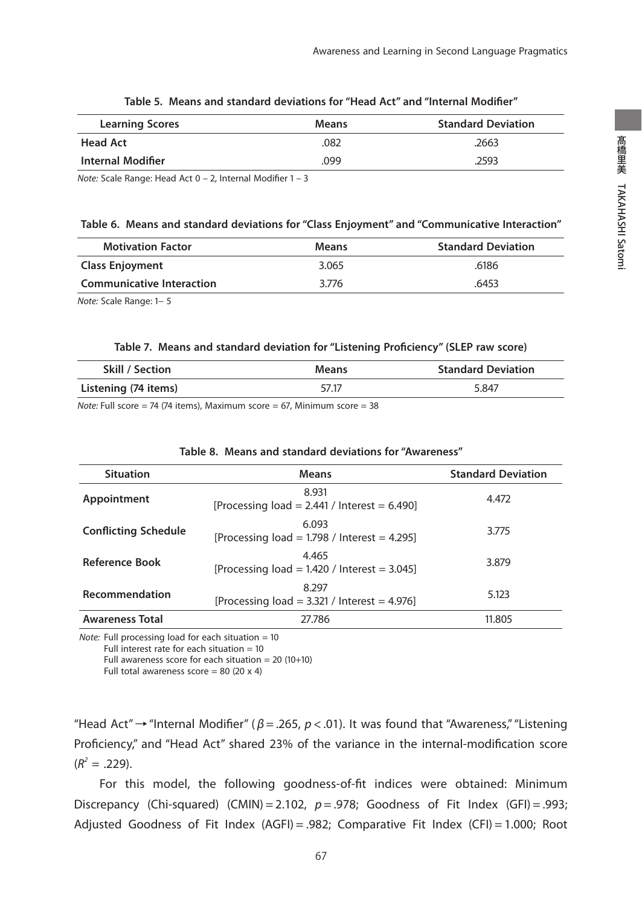**Table 5. Means and standard deviations for "Head Act" and "Internal Modifier"**

| Learning Scores | Means | Standard Deviation |
|---|---|---|
| **Head Act** | .082 | .2663 |
| **Internal Modifier** | .099 | .2593 |

*Note:* Scale Range: Head Act 0 – 2, Internal Modifier 1 – 3

**Table 6. Means and standard deviations for "Class Enjoyment" and "Communicative Interaction"**

| Motivation Factor | Means | Standard Deviation |
|---|---|---|
| **Class Enjoyment** | 3.065 | .6186 |
| **Communicative Interaction** | 3.776 | .6453 |

*Note:* Scale Range: 1– 5

**Table 7. Means and standard deviation for "Listening Proficiency" (SLEP raw score)**

| Skill / Section | Means | Standard Deviation |
|---|---|---|
| **Listening (74 items)** | 57.17 | 5.847 |

*Note:* Full score = 74 (74 items), Maximum score = 67, Minimum score = 38

**Table 8. Means and standard deviations for "Awareness"**

| Situation | Means | Standard Deviation |
|---|---|---|
| **Appointment** | 8.931 [Processing load = 2.441 / Interest = 6.490] | 4.472 |
| **Conflicting Schedule** | 6.093 [Processing load = 1.798 / Interest = 4.295] | 3.775 |
| **Reference Book** | 4.465 [Processing load = 1.420 / Interest = 3.045] | 3.879 |
| **Recommendation** | 8.297 [Processing load = 3.321 / Interest = 4.976] | 5.123 |
| **Awareness Total** | 27.786 | 11.805 |

*Note:* Full processing load for each situation = 10
Full interest rate for each situation = 10
Full awareness score for each situation = 20 (10+10)
Full total awareness score = 80 (20 x 4)

"Head Act" → "Internal Modifier" ($\beta = .265$, $p < .01$). It was found that "Awareness," "Listening Proficiency," and "Head Act" shared 23% of the variance in the internal-modification score ($R^2 = .229$).

For this model, the following goodness-of-fit indices were obtained: Minimum Discrepancy (Chi-squared) (CMIN) = 2.102, $p = .978$; Goodness of Fit Index (GFI) = .993; Adjusted Goodness of Fit Index (AGFI) = .982; Comparative Fit Index (CFI) = 1.000; Root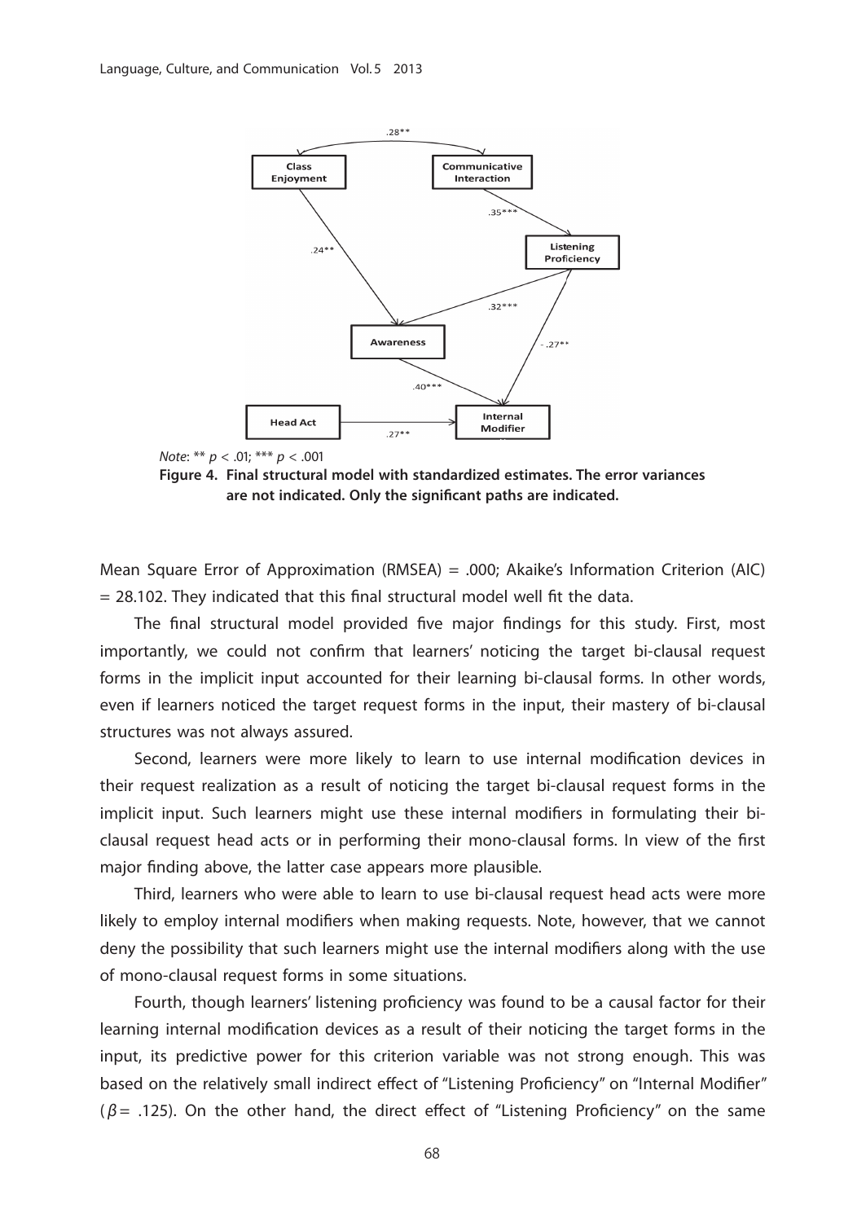Note: ** $p < .01$; *** $p < .001$

**Figure 4. Final structural model with standardized estimates. The error variances are not indicated. Only the significant paths are indicated.**

Mean Square Error of Approximation (RMSEA) = .000; Akaike's Information Criterion (AIC) = 28.102. They indicated that this final structural model well fit the data.

The final structural model provided five major findings for this study. First, most importantly, we could not confirm that learners' noticing the target bi-clausal request forms in the implicit input accounted for their learning bi-clausal forms. In other words, even if learners noticed the target request forms in the input, their mastery of bi-clausal structures was not always assured.

Second, learners were more likely to learn to use internal modification devices in their request realization as a result of noticing the target bi-clausal request forms in the implicit input. Such learners might use these internal modifiers in formulating their bi-clausal request head acts or in performing their mono-clausal forms. In view of the first major finding above, the latter case appears more plausible.

Third, learners who were able to learn to use bi-clausal request head acts were more likely to employ internal modifiers when making requests. Note, however, that we cannot deny the possibility that such learners might use the internal modifiers along with the use of mono-clausal request forms in some situations.

Fourth, though learners' listening proficiency was found to be a causal factor for their learning internal modification devices as a result of their noticing the target forms in the input, its predictive power for this criterion variable was not strong enough. This was based on the relatively small indirect effect of "Listening Proficiency" on "Internal Modifier" ($\beta = .125$). On the other hand, the direct effect of "Listening Proficiency" on the same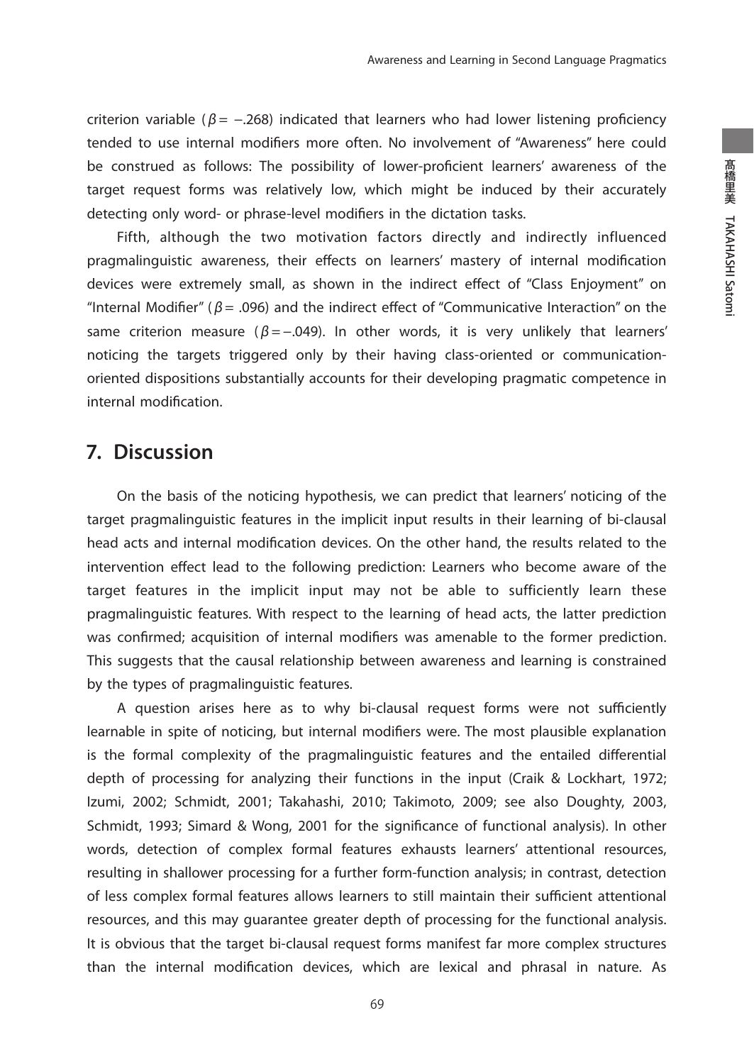criterion variable ($\beta = -.268$) indicated that learners who had lower listening proficiency tended to use internal modifiers more often. No involvement of "Awareness" here could be construed as follows: The possibility of lower-proficient learners' awareness of the target request forms was relatively low, which might be induced by their accurately detecting only word- or phrase-level modifiers in the dictation tasks.

Fifth, although the two motivation factors directly and indirectly influenced pragmalinguistic awareness, their effects on learners' mastery of internal modification devices were extremely small, as shown in the indirect effect of "Class Enjoyment" on "Internal Modifier" ($\beta = .096$) and the indirect effect of "Communicative Interaction" on the same criterion measure ($\beta = -.049$). In other words, it is very unlikely that learners' noticing the targets triggered only by their having class-oriented or communication-oriented dispositions substantially accounts for their developing pragmatic competence in internal modification.

## 7. Discussion

On the basis of the noticing hypothesis, we can predict that learners' noticing of the target pragmalinguistic features in the implicit input results in their learning of bi-clausal head acts and internal modification devices. On the other hand, the results related to the intervention effect lead to the following prediction: Learners who become aware of the target features in the implicit input may not be able to sufficiently learn these pragmalinguistic features. With respect to the learning of head acts, the latter prediction was confirmed; acquisition of internal modifiers was amenable to the former prediction. This suggests that the causal relationship between awareness and learning is constrained by the types of pragmalinguistic features.

A question arises here as to why bi-clausal request forms were not sufficiently learnable in spite of noticing, but internal modifiers were. The most plausible explanation is the formal complexity of the pragmalinguistic features and the entailed differential depth of processing for analyzing their functions in the input (Craik & Lockhart, 1972; Izumi, 2002; Schmidt, 2001; Takahashi, 2010; Takimoto, 2009; see also Doughty, 2003, Schmidt, 1993; Simard & Wong, 2001 for the significance of functional analysis). In other words, detection of complex formal features exhausts learners' attentional resources, resulting in shallower processing for a further form-function analysis; in contrast, detection of less complex formal features allows learners to still maintain their sufficient attentional resources, and this may guarantee greater depth of processing for the functional analysis. It is obvious that the target bi-clausal request forms manifest far more complex structures than the internal modification devices, which are lexical and phrasal in nature. As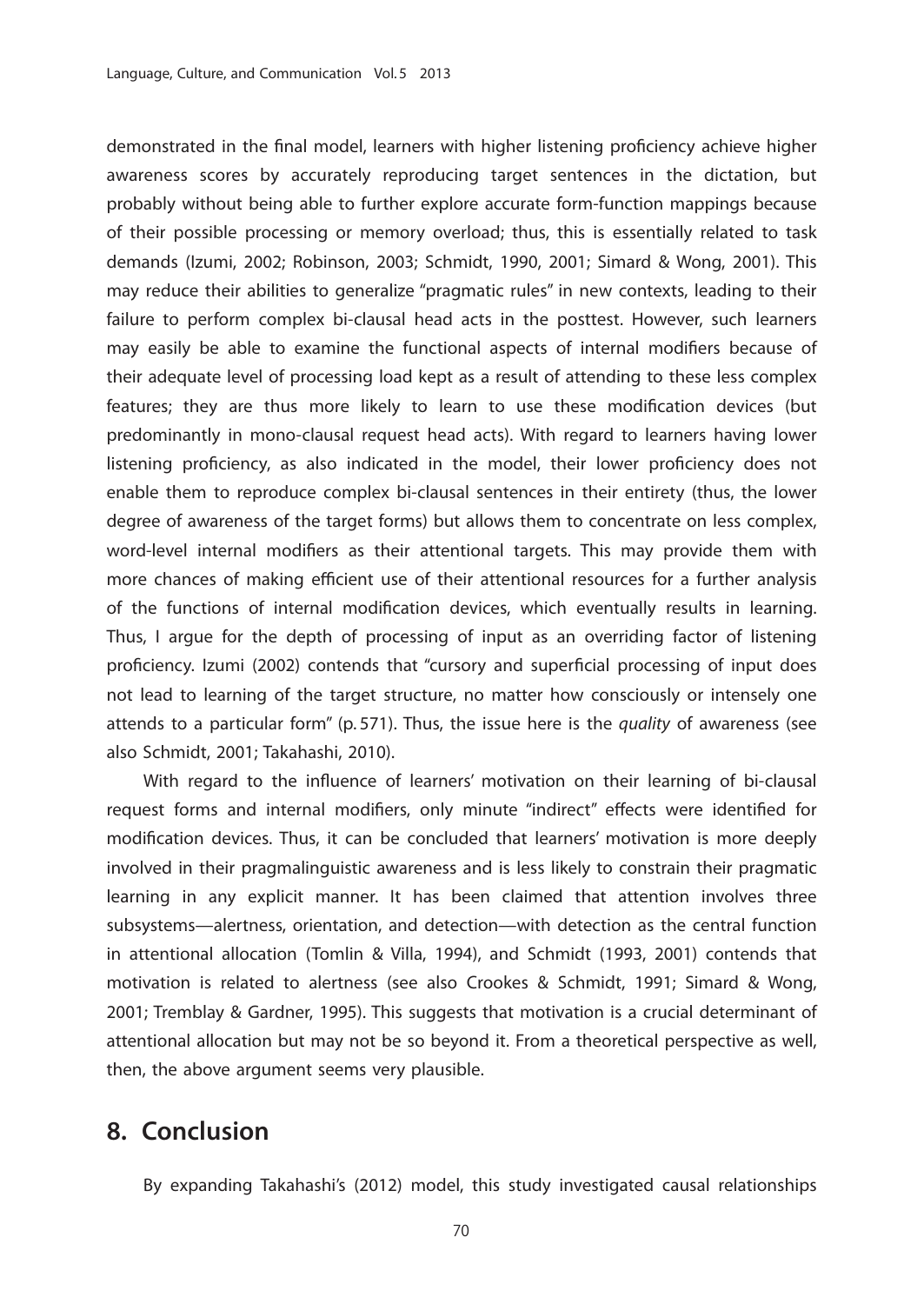demonstrated in the final model, learners with higher listening proficiency achieve higher awareness scores by accurately reproducing target sentences in the dictation, but probably without being able to further explore accurate form-function mappings because of their possible processing or memory overload; thus, this is essentially related to task demands (Izumi, 2002; Robinson, 2003; Schmidt, 1990, 2001; Simard & Wong, 2001). This may reduce their abilities to generalize "pragmatic rules" in new contexts, leading to their failure to perform complex bi-clausal head acts in the posttest. However, such learners may easily be able to examine the functional aspects of internal modifiers because of their adequate level of processing load kept as a result of attending to these less complex features; they are thus more likely to learn to use these modification devices (but predominantly in mono-clausal request head acts). With regard to learners having lower listening proficiency, as also indicated in the model, their lower proficiency does not enable them to reproduce complex bi-clausal sentences in their entirety (thus, the lower degree of awareness of the target forms) but allows them to concentrate on less complex, word-level internal modifiers as their attentional targets. This may provide them with more chances of making efficient use of their attentional resources for a further analysis of the functions of internal modification devices, which eventually results in learning. Thus, I argue for the depth of processing of input as an overriding factor of listening proficiency. Izumi (2002) contends that "cursory and superficial processing of input does not lead to learning of the target structure, no matter how consciously or intensely one attends to a particular form" (p. 571). Thus, the issue here is the *quality* of awareness (see also Schmidt, 2001; Takahashi, 2010).

With regard to the influence of learners' motivation on their learning of bi-clausal request forms and internal modifiers, only minute "indirect" effects were identified for modification devices. Thus, it can be concluded that learners' motivation is more deeply involved in their pragmalinguistic awareness and is less likely to constrain their pragmatic learning in any explicit manner. It has been claimed that attention involves three subsystems—alertness, orientation, and detection—with detection as the central function in attentional allocation (Tomlin & Villa, 1994), and Schmidt (1993, 2001) contends that motivation is related to alertness (see also Crookes & Schmidt, 1991; Simard & Wong, 2001; Tremblay & Gardner, 1995). This suggests that motivation is a crucial determinant of attentional allocation but may not be so beyond it. From a theoretical perspective as well, then, the above argument seems very plausible.

## 8. Conclusion

By expanding Takahashi's (2012) model, this study investigated causal relationships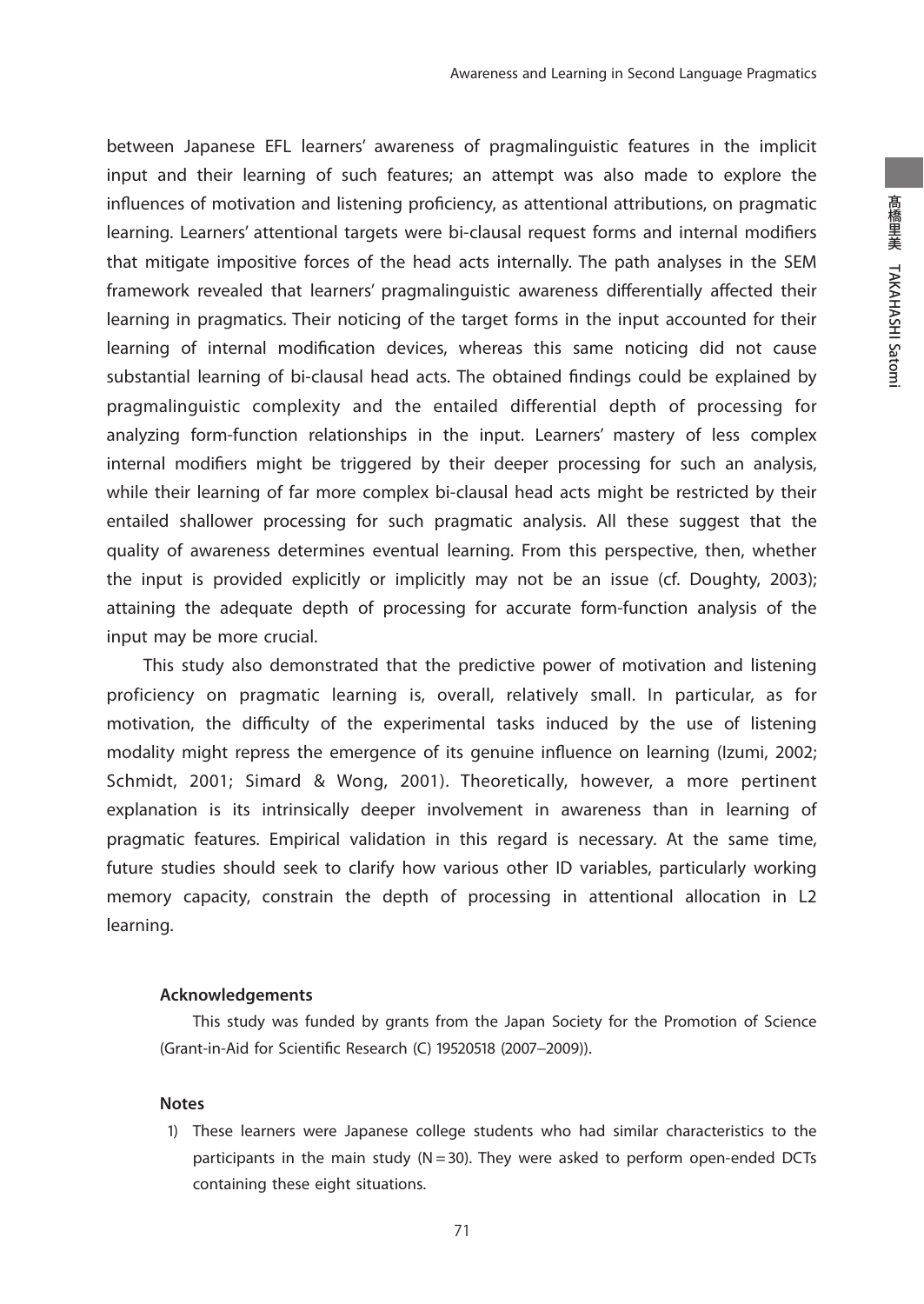between Japanese EFL learners' awareness of pragmalinguistic features in the implicit input and their learning of such features; an attempt was also made to explore the influences of motivation and listening proficiency, as attentional attributions, on pragmatic learning. Learners' attentional targets were bi-clausal request forms and internal modifiers that mitigate impositive forces of the head acts internally. The path analyses in the SEM framework revealed that learners' pragmalinguistic awareness differentially affected their learning in pragmatics. Their noticing of the target forms in the input accounted for their learning of internal modification devices, whereas this same noticing did not cause substantial learning of bi-clausal head acts. The obtained findings could be explained by pragmalinguistic complexity and the entailed differential depth of processing for analyzing form-function relationships in the input. Learners' mastery of less complex internal modifiers might be triggered by their deeper processing for such an analysis, while their learning of far more complex bi-clausal head acts might be restricted by their entailed shallower processing for such pragmatic analysis. All these suggest that the quality of awareness determines eventual learning. From this perspective, then, whether the input is provided explicitly or implicitly may not be an issue (cf. Doughty, 2003); attaining the adequate depth of processing for accurate form-function analysis of the input may be more crucial.

This study also demonstrated that the predictive power of motivation and listening proficiency on pragmatic learning is, overall, relatively small. In particular, as for motivation, the difficulty of the experimental tasks induced by the use of listening modality might repress the emergence of its genuine influence on learning (Izumi, 2002; Schmidt, 2001; Simard & Wong, 2001). Theoretically, however, a more pertinent explanation is its intrinsically deeper involvement in awareness than in learning of pragmatic features. Empirical validation in this regard is necessary. At the same time, future studies should seek to clarify how various other ID variables, particularly working memory capacity, constrain the depth of processing in attentional allocation in L2 learning.

#### Acknowledgements

This study was funded by grants from the Japan Society for the Promotion of Science (Grant-in-Aid for Scientific Research (C) 19520518 (2007–2009)).

#### Notes

1) These learners were Japanese college students who had similar characteristics to the participants in the main study (N = 30). They were asked to perform open-ended DCTs containing these eight situations.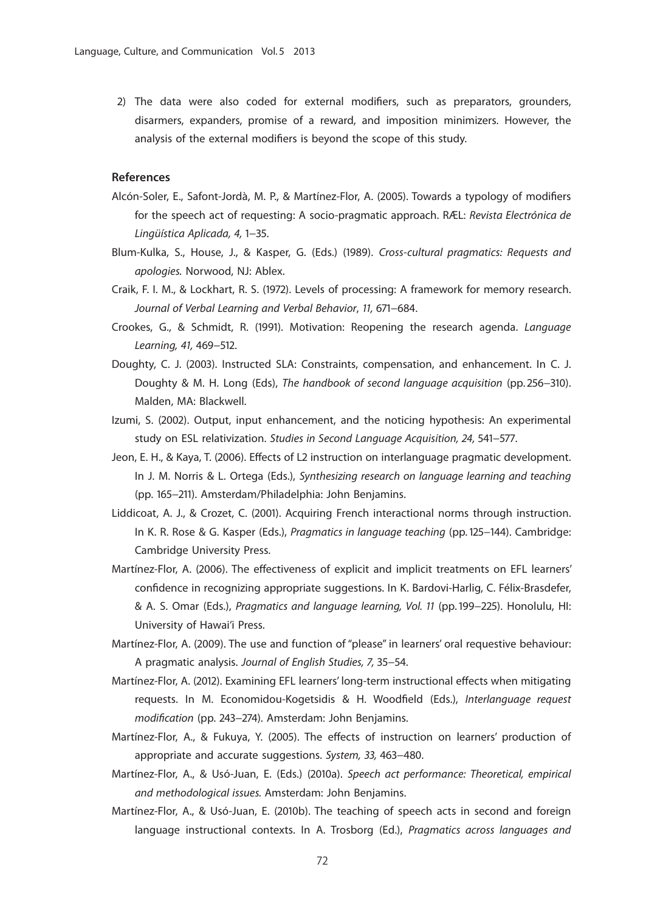2) The data were also coded for external modifiers, such as preparators, grounders, disarmers, expanders, promise of a reward, and imposition minimizers. However, the analysis of the external modifiers is beyond the scope of this study.

### References

Alcón-Soler, E., Safont-Jordà, M. P., & Martínez-Flor, A. (2005). Towards a typology of modifiers for the speech act of requesting: A socio-pragmatic approach. RÆL: *Revista Electrónica de Lingüística Aplicada, 4,* 1–35.

Blum-Kulka, S., House, J., & Kasper, G. (Eds.) (1989). *Cross-cultural pragmatics: Requests and apologies.* Norwood, NJ: Ablex.

Craik, F. I. M., & Lockhart, R. S. (1972). Levels of processing: A framework for memory research. *Journal of Verbal Learning and Verbal Behavior*, *11,* 671–684.

Crookes, G., & Schmidt, R. (1991). Motivation: Reopening the research agenda. *Language Learning, 41,* 469–512.

Doughty, C. J. (2003). Instructed SLA: Constraints, compensation, and enhancement. In C. J. Doughty & M. H. Long (Eds), *The handbook of second language acquisition* (pp. 256–310). Malden, MA: Blackwell.

Izumi, S. (2002). Output, input enhancement, and the noticing hypothesis: An experimental study on ESL relativization. *Studies in Second Language Acquisition, 24,* 541–577.

Jeon, E. H., & Kaya, T. (2006). Effects of L2 instruction on interlanguage pragmatic development. In J. M. Norris & L. Ortega (Eds.), *Synthesizing research on language learning and teaching* (pp. 165–211). Amsterdam/Philadelphia: John Benjamins.

Liddicoat, A. J., & Crozet, C. (2001). Acquiring French interactional norms through instruction. In K. R. Rose & G. Kasper (Eds.), *Pragmatics in language teaching* (pp. 125–144). Cambridge: Cambridge University Press.

Martínez-Flor, A. (2006). The effectiveness of explicit and implicit treatments on EFL learners' confidence in recognizing appropriate suggestions. In K. Bardovi-Harlig, C. Félix-Brasdefer, & A. S. Omar (Eds.), *Pragmatics and language learning, Vol. 11* (pp. 199–225). Honolulu, HI: University of Hawai'i Press.

Martínez-Flor, A. (2009). The use and function of "please" in learners' oral requestive behaviour: A pragmatic analysis. *Journal of English Studies, 7,* 35–54.

Martínez-Flor, A. (2012). Examining EFL learners' long-term instructional effects when mitigating requests. In M. Economidou-Kogetsidis & H. Woodfield (Eds.), *Interlanguage request modification* (pp. 243–274). Amsterdam: John Benjamins.

Martínez-Flor, A., & Fukuya, Y. (2005). The effects of instruction on learners' production of appropriate and accurate suggestions. *System, 33,* 463–480.

Martínez-Flor, A., & Usó-Juan, E. (Eds.) (2010a). *Speech act performance: Theoretical, empirical and methodological issues.* Amsterdam: John Benjamins.

Martínez-Flor, A., & Usó-Juan, E. (2010b). The teaching of speech acts in second and foreign language instructional contexts. In A. Trosborg (Ed.), *Pragmatics across languages and*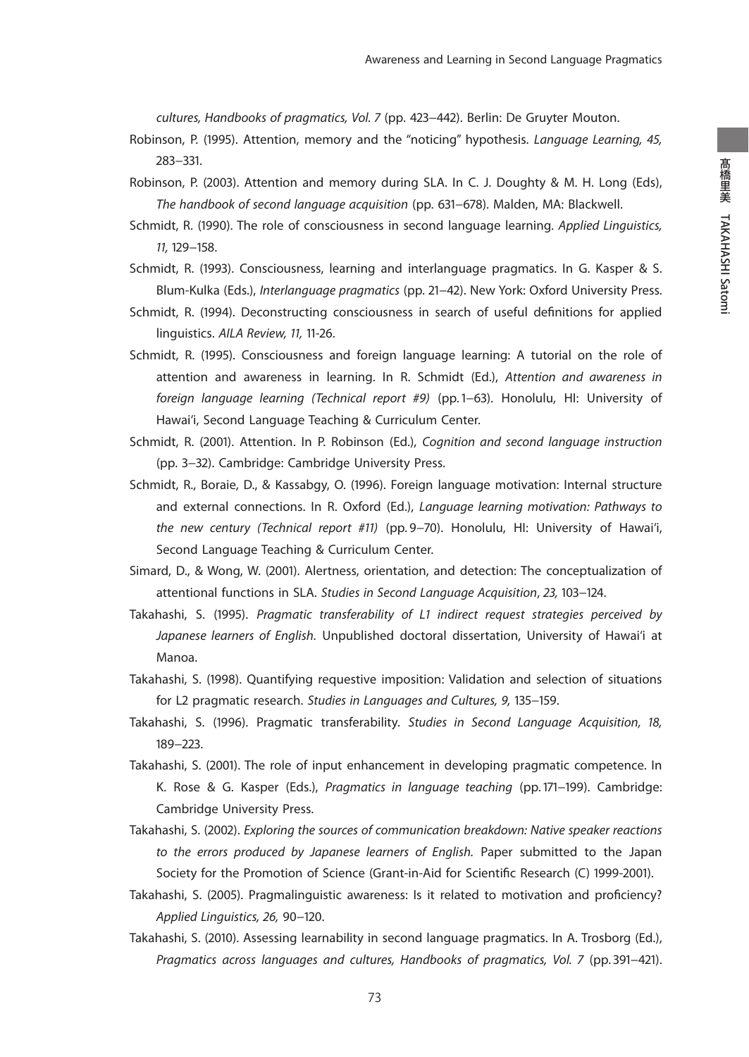*cultures, Handbooks of pragmatics, Vol. 7* (pp. 423–442). Berlin: De Gruyter Mouton.

Robinson, P. (1995). Attention, memory and the "noticing" hypothesis. *Language Learning, 45,* 283–331.

Robinson, P. (2003). Attention and memory during SLA. In C. J. Doughty & M. H. Long (Eds), *The handbook of second language acquisition* (pp. 631–678). Malden, MA: Blackwell.

Schmidt, R. (1990). The role of consciousness in second language learning. *Applied Linguistics, 11,* 129–158.

Schmidt, R. (1993). Consciousness, learning and interlanguage pragmatics. In G. Kasper & S. Blum-Kulka (Eds.), *Interlanguage pragmatics* (pp. 21–42). New York: Oxford University Press.

Schmidt, R. (1994). Deconstructing consciousness in search of useful definitions for applied linguistics. *AILA Review, 11,* 11-26.

Schmidt, R. (1995). Consciousness and foreign language learning: A tutorial on the role of attention and awareness in learning. In R. Schmidt (Ed.), *Attention and awareness in foreign language learning (Technical report #9)* (pp. 1–63). Honolulu, HI: University of Hawai'i, Second Language Teaching & Curriculum Center.

Schmidt, R. (2001). Attention. In P. Robinson (Ed.), *Cognition and second language instruction* (pp. 3–32). Cambridge: Cambridge University Press.

Schmidt, R., Boraie, D., & Kassabgy, O. (1996). Foreign language motivation: Internal structure and external connections. In R. Oxford (Ed.), *Language learning motivation: Pathways to the new century (Technical report #11)* (pp. 9–70). Honolulu, HI: University of Hawai'i, Second Language Teaching & Curriculum Center.

Simard, D., & Wong, W. (2001). Alertness, orientation, and detection: The conceptualization of attentional functions in SLA. *Studies in Second Language Acquisition*, *23,* 103–124.

Takahashi, S. (1995). *Pragmatic transferability of L1 indirect request strategies perceived by Japanese learners of English.* Unpublished doctoral dissertation, University of Hawai'i at Manoa.

Takahashi, S. (1998). Quantifying requestive imposition: Validation and selection of situations for L2 pragmatic research. *Studies in Languages and Cultures, 9,* 135–159.

Takahashi, S. (1996). Pragmatic transferability. *Studies in Second Language Acquisition, 18,* 189–223.

Takahashi, S. (2001). The role of input enhancement in developing pragmatic competence. In K. Rose & G. Kasper (Eds.), *Pragmatics in language teaching* (pp. 171–199). Cambridge: Cambridge University Press.

Takahashi, S. (2002). *Exploring the sources of communication breakdown: Native speaker reactions to the errors produced by Japanese learners of English.* Paper submitted to the Japan Society for the Promotion of Science (Grant-in-Aid for Scientific Research (C) 1999-2001).

Takahashi, S. (2005). Pragmalinguistic awareness: Is it related to motivation and proficiency? *Applied Linguistics, 26,* 90–120.

Takahashi, S. (2010). Assessing learnability in second language pragmatics. In A. Trosborg (Ed.), *Pragmatics across languages and cultures, Handbooks of pragmatics, Vol. 7* (pp. 391–421).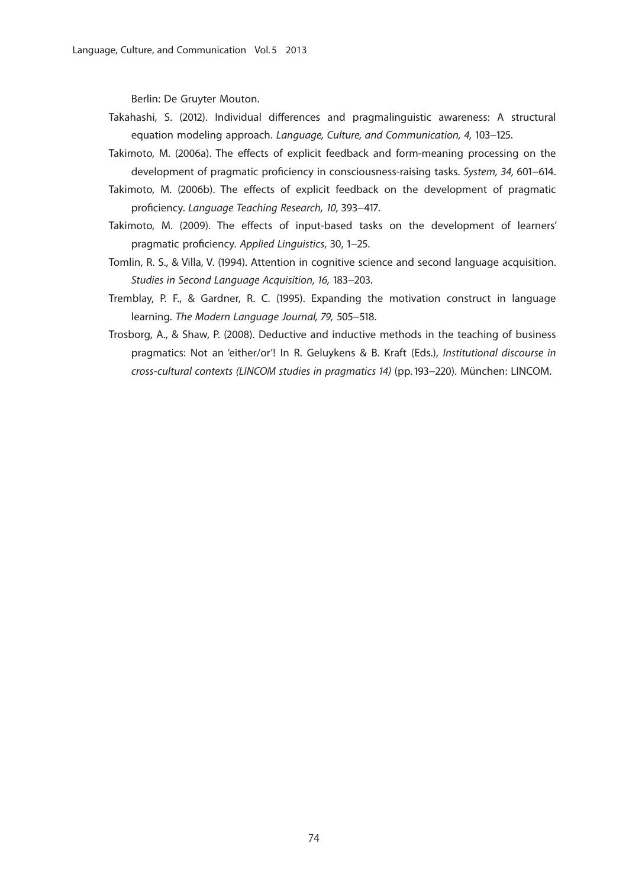Berlin: De Gruyter Mouton.

Takahashi, S. (2012). Individual differences and pragmalinguistic awareness: A structural equation modeling approach. *Language, Culture, and Communication, 4,* 103–125.

Takimoto, M. (2006a). The effects of explicit feedback and form-meaning processing on the development of pragmatic proficiency in consciousness-raising tasks. *System, 34,* 601–614.

Takimoto, M. (2006b). The effects of explicit feedback on the development of pragmatic proficiency. *Language Teaching Research, 10,* 393–417.

Takimoto, M. (2009). The effects of input-based tasks on the development of learners' pragmatic proficiency. *Applied Linguistics*, 30, 1–25.

Tomlin, R. S., & Villa, V. (1994). Attention in cognitive science and second language acquisition. *Studies in Second Language Acquisition, 16,* 183–203.

Tremblay, P. F., & Gardner, R. C. (1995). Expanding the motivation construct in language learning. *The Modern Language Journal, 79,* 505–518.

Trosborg, A., & Shaw, P. (2008). Deductive and inductive methods in the teaching of business pragmatics: Not an 'either/or'! In R. Geluykens & B. Kraft (Eds.), *Institutional discourse in cross-cultural contexts (LINCOM studies in pragmatics 14)* (pp. 193–220). München: LINCOM.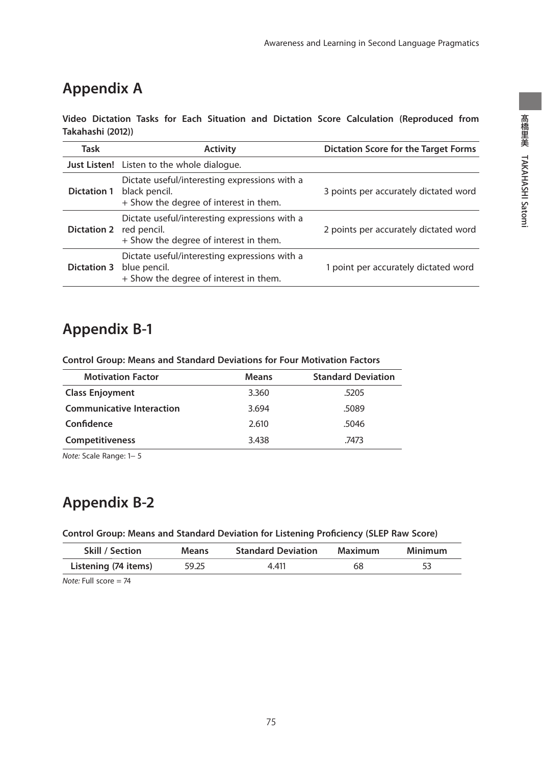## Appendix A

**Video Dictation Tasks for Each Situation and Dictation Score Calculation (Reproduced from Takahashi (2012))**

| Task | Activity | Dictation Score for the Target Forms |
|---|---|---|
| **Just Listen!** | Listen to the whole dialogue. | |
| **Dictation 1** | Dictate useful/interesting expressions with a black pencil.<br>+ Show the degree of interest in them. | 3 points per accurately dictated word |
| **Dictation 2** | Dictate useful/interesting expressions with a red pencil.<br>+ Show the degree of interest in them. | 2 points per accurately dictated word |
| **Dictation 3** | Dictate useful/interesting expressions with a blue pencil.<br>+ Show the degree of interest in them. | 1 point per accurately dictated word |

## Appendix B-1

**Control Group: Means and Standard Deviations for Four Motivation Factors**

| Motivation Factor | Means | Standard Deviation |
|---|---|---|
| **Class Enjoyment** | 3.360 | .5205 |
| **Communicative Interaction** | 3.694 | .5089 |
| **Confidence** | 2.610 | .5046 |
| **Competitiveness** | 3.438 | .7473 |

*Note:* Scale Range: 1– 5

## Appendix B-2

**Control Group: Means and Standard Deviation for Listening Proficiency (SLEP Raw Score)**

| Skill / Section | Means | Standard Deviation | Maximum | Minimum |
|---|---|---|---|---|
| Listening (74 items) | 59.25 | 4.411 | 68 | 53 |

*Note:* Full score = 74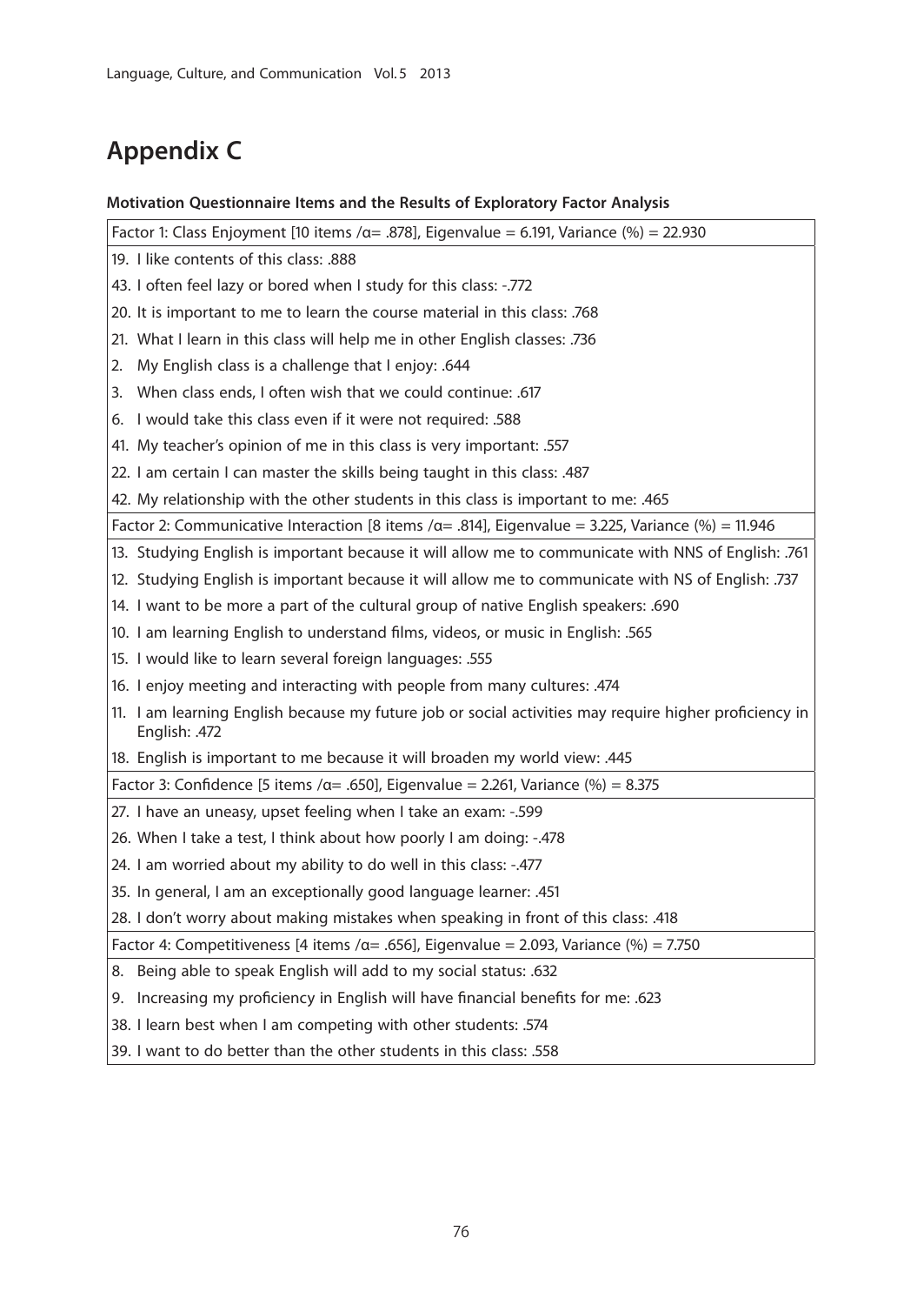# Appendix C

**Motivation Questionnaire Items and the Results of Exploratory Factor Analysis**

| |
|---|
| Factor 1: Class Enjoyment [10 items /α= .878], Eigenvalue = 6.191, Variance (%) = 22.930 |
| 19. I like contents of this class: .888 |
| 43. I often feel lazy or bored when I study for this class: -.772 |
| 20. It is important to me to learn the course material in this class: .768 |
| 21. What I learn in this class will help me in other English classes: .736 |
| 2. My English class is a challenge that I enjoy: .644 |
| 3. When class ends, I often wish that we could continue: .617 |
| 6. I would take this class even if it were not required: .588 |
| 41. My teacher's opinion of me in this class is very important: .557 |
| 22. I am certain I can master the skills being taught in this class: .487 |
| 42. My relationship with the other students in this class is important to me: .465 |
| Factor 2: Communicative Interaction [8 items /α= .814], Eigenvalue = 3.225, Variance (%) = 11.946 |
| 13. Studying English is important because it will allow me to communicate with NNS of English: .761 |
| 12. Studying English is important because it will allow me to communicate with NS of English: .737 |
| 14. I want to be more a part of the cultural group of native English speakers: .690 |
| 10. I am learning English to understand films, videos, or music in English: .565 |
| 15. I would like to learn several foreign languages: .555 |
| 16. I enjoy meeting and interacting with people from many cultures: .474 |
| 11. I am learning English because my future job or social activities may require higher proficiency in English: .472 |
| 18. English is important to me because it will broaden my world view: .445 |
| Factor 3: Confidence [5 items /α= .650], Eigenvalue = 2.261, Variance (%) = 8.375 |
| 27. I have an uneasy, upset feeling when I take an exam: -.599 |
| 26. When I take a test, I think about how poorly I am doing: -.478 |
| 24. I am worried about my ability to do well in this class: -.477 |
| 35. In general, I am an exceptionally good language learner: .451 |
| 28. I don't worry about making mistakes when speaking in front of this class: .418 |
| Factor 4: Competitiveness [4 items /α= .656], Eigenvalue = 2.093, Variance (%) = 7.750 |
| 8. Being able to speak English will add to my social status: .632 |
| 9. Increasing my proficiency in English will have financial benefits for me: .623 |
| 38. I learn best when I am competing with other students: .574 |
| 39. I want to do better than the other students in this class: .558 |